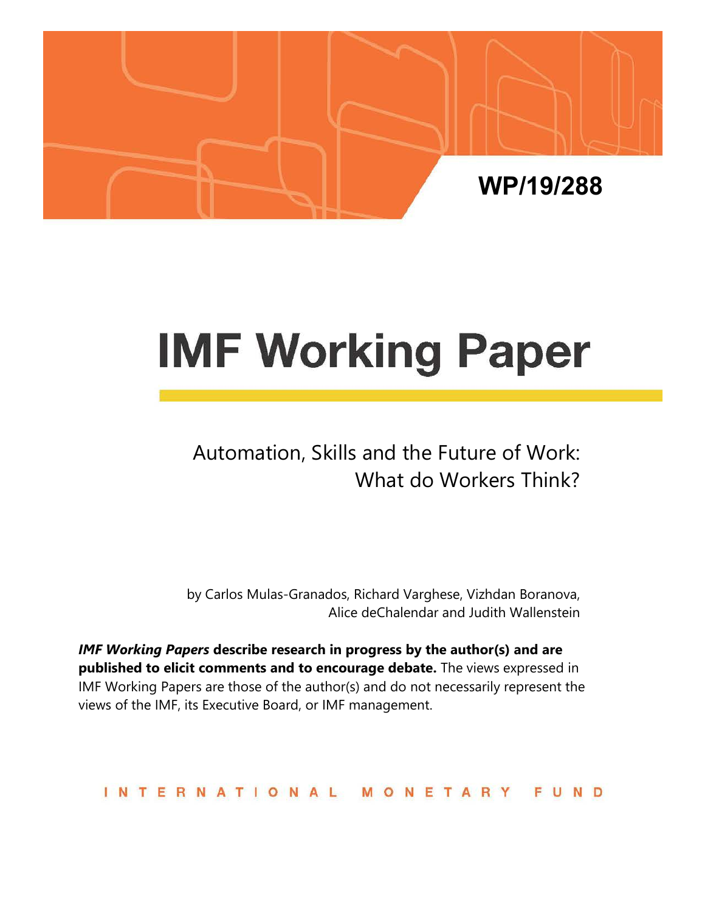WP/19/288

# IMF Working Paper

## Automation, Skills and the Future of Work: What do Workers Think?

by Carlos Mulas-Granados, Richard Varghese, Vizhdan Boranova, Alice deChalendar and Judith Wallenstein

***IMF Working Papers* describe research in progress by the author(s) and are published to elicit comments and to encourage debate.** The views expressed in IMF Working Papers are those of the author(s) and do not necessarily represent the views of the IMF, its Executive Board, or IMF management.

INTERNATIONAL MONETARY FUND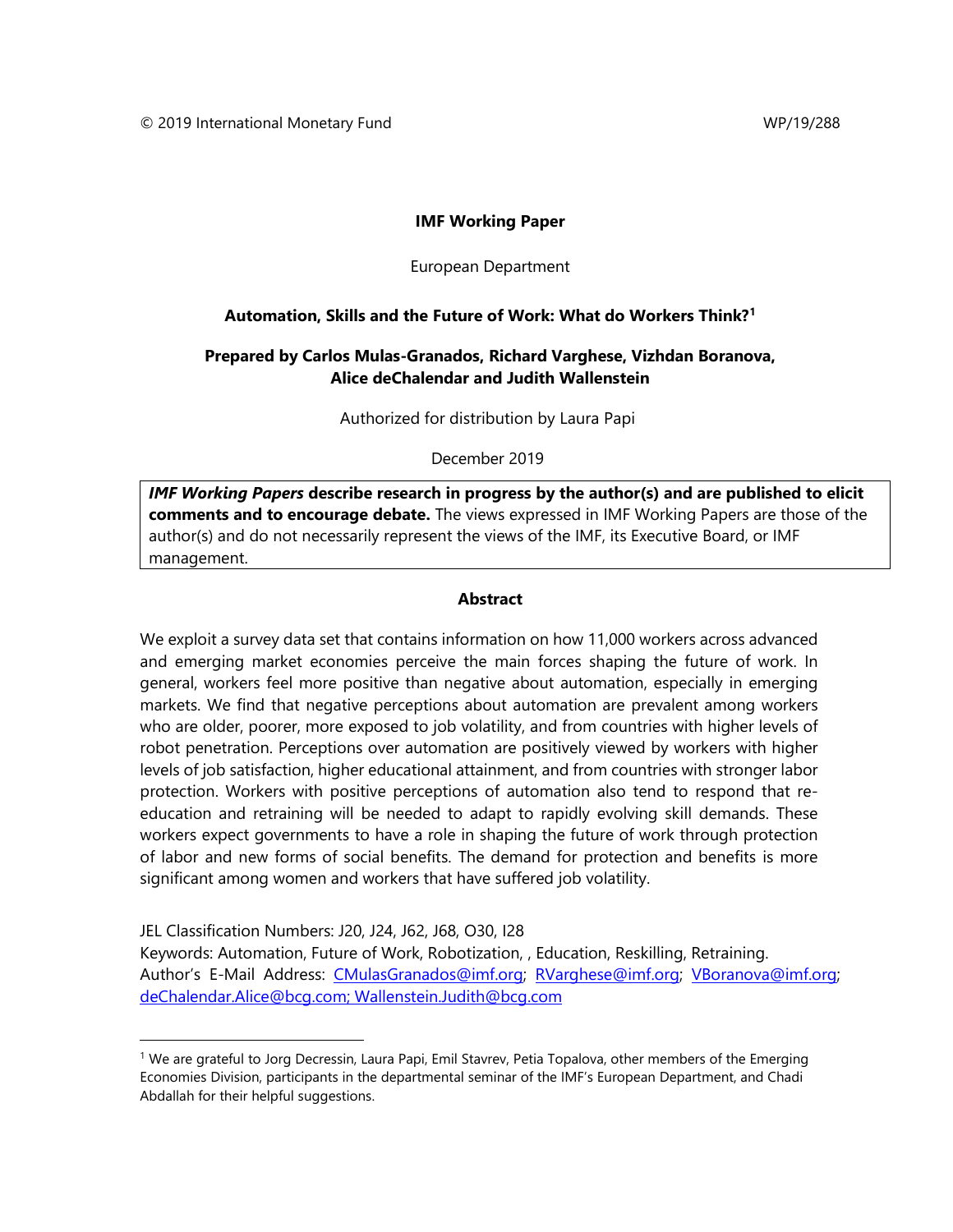© 2019 International Monetary Fund WP/19/288

**IMF Working Paper**

European Department

**Automation, Skills and the Future of Work: What do Workers Think?**[1]

**Prepared by Carlos Mulas-Granados, Richard Varghese, Vizhdan Boranova, Alice deChalendar and Judith Wallenstein**

Authorized for distribution by Laura Papi

December 2019

***IMF Working Papers* describe research in progress by the author(s) and are published to elicit comments and to encourage debate.** The views expressed in IMF Working Papers are those of the author(s) and do not necessarily represent the views of the IMF, its Executive Board, or IMF management.

**Abstract**

We exploit a survey data set that contains information on how 11,000 workers across advanced and emerging market economies perceive the main forces shaping the future of work. In general, workers feel more positive than negative about automation, especially in emerging markets. We find that negative perceptions about automation are prevalent among workers who are older, poorer, more exposed to job volatility, and from countries with higher levels of robot penetration. Perceptions over automation are positively viewed by workers with higher levels of job satisfaction, higher educational attainment, and from countries with stronger labor protection. Workers with positive perceptions of automation also tend to respond that re-education and retraining will be needed to adapt to rapidly evolving skill demands. These workers expect governments to have a role in shaping the future of work through protection of labor and new forms of social benefits. The demand for protection and benefits is more significant among women and workers that have suffered job volatility.

JEL Classification Numbers: J20, J24, J62, J68, O30, I28

Keywords: Automation, Future of Work, Robotization, , Education, Reskilling, Retraining.

Author's E-Mail Address: CMulasGranados@imf.org; RVarghese@imf.org; VBoranova@imf.org; deChalendar.Alice@bcg.com; Wallenstein.Judith@bcg.com

[1] We are grateful to Jorg Decressin, Laura Papi, Emil Stavrev, Petia Topalova, other members of the Emerging Economies Division, participants in the departmental seminar of the IMF's European Department, and Chadi Abdallah for their helpful suggestions.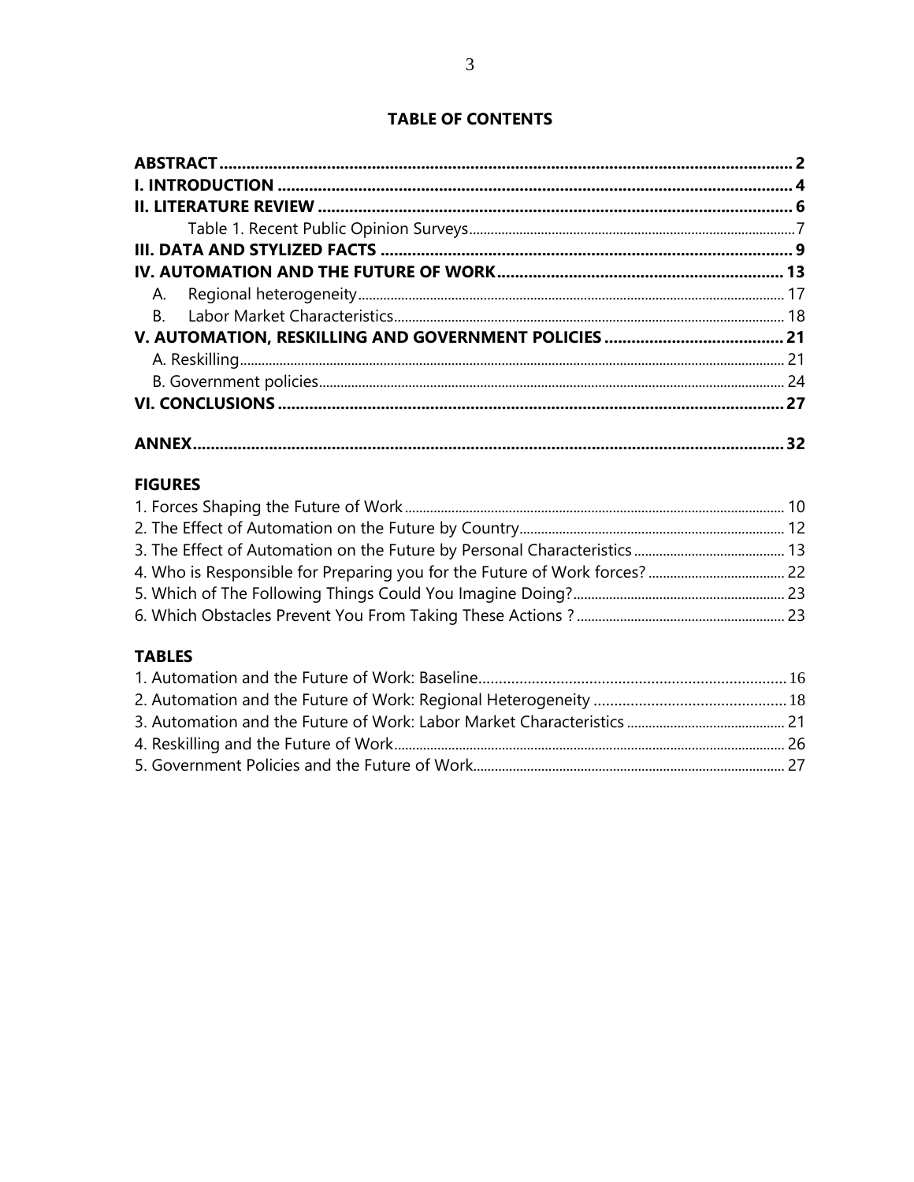**TABLE OF CONTENTS**

**ABSTRACT** .......... **2**
**I. INTRODUCTION** .......... **4**
**II. LITERATURE REVIEW** .......... **6**
  Table 1. Recent Public Opinion Surveys .......... 7
**III. DATA AND STYLIZED FACTS** .......... **9**
**IV. AUTOMATION AND THE FUTURE OF WORK** .......... **13**
  A. Regional heterogeneity .......... 17
  B. Labor Market Characteristics .......... 18
**V. AUTOMATION, RESKILLING AND GOVERNMENT POLICIES** .......... **21**
  A. Reskilling .......... 21
  B. Government policies .......... 24
**VI. CONCLUSIONS** .......... **27**

**ANNEX** .......... **32**

**FIGURES**

1. Forces Shaping the Future of Work .......... 10
2. The Effect of Automation on the Future by Country .......... 12
3. The Effect of Automation on the Future by Personal Characteristics .......... 13
4. Who is Responsible for Preparing you for the Future of Work forces? .......... 22
5. Which of The Following Things Could You Imagine Doing? .......... 23
6. Which Obstacles Prevent You From Taking These Actions ? .......... 23

**TABLES**

1. Automation and the Future of Work: Baseline .......... 16
2. Automation and the Future of Work: Regional Heterogeneity .......... 18
3. Automation and the Future of Work: Labor Market Characteristics .......... 21
4. Reskilling and the Future of Work .......... 26
5. Government Policies and the Future of Work .......... 27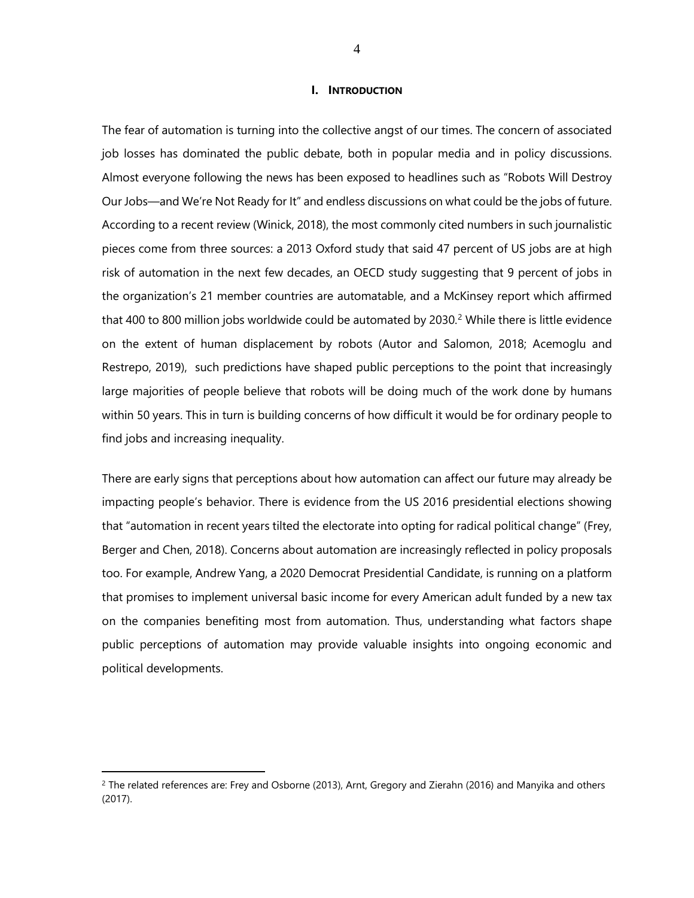## I. INTRODUCTION

The fear of automation is turning into the collective angst of our times. The concern of associated job losses has dominated the public debate, both in popular media and in policy discussions. Almost everyone following the news has been exposed to headlines such as "Robots Will Destroy Our Jobs—and We're Not Ready for It" and endless discussions on what could be the jobs of future. According to a recent review (Winick, 2018), the most commonly cited numbers in such journalistic pieces come from three sources: a 2013 Oxford study that said 47 percent of US jobs are at high risk of automation in the next few decades, an OECD study suggesting that 9 percent of jobs in the organization's 21 member countries are automatable, and a McKinsey report which affirmed that 400 to 800 million jobs worldwide could be automated by 2030.[2] While there is little evidence on the extent of human displacement by robots (Autor and Salomon, 2018; Acemoglu and Restrepo, 2019), such predictions have shaped public perceptions to the point that increasingly large majorities of people believe that robots will be doing much of the work done by humans within 50 years. This in turn is building concerns of how difficult it would be for ordinary people to find jobs and increasing inequality.

There are early signs that perceptions about how automation can affect our future may already be impacting people's behavior. There is evidence from the US 2016 presidential elections showing that "automation in recent years tilted the electorate into opting for radical political change" (Frey, Berger and Chen, 2018). Concerns about automation are increasingly reflected in policy proposals too. For example, Andrew Yang, a 2020 Democrat Presidential Candidate, is running on a platform that promises to implement universal basic income for every American adult funded by a new tax on the companies benefiting most from automation. Thus, understanding what factors shape public perceptions of automation may provide valuable insights into ongoing economic and political developments.

---

[2] The related references are: Frey and Osborne (2013), Arnt, Gregory and Zierahn (2016) and Manyika and others (2017).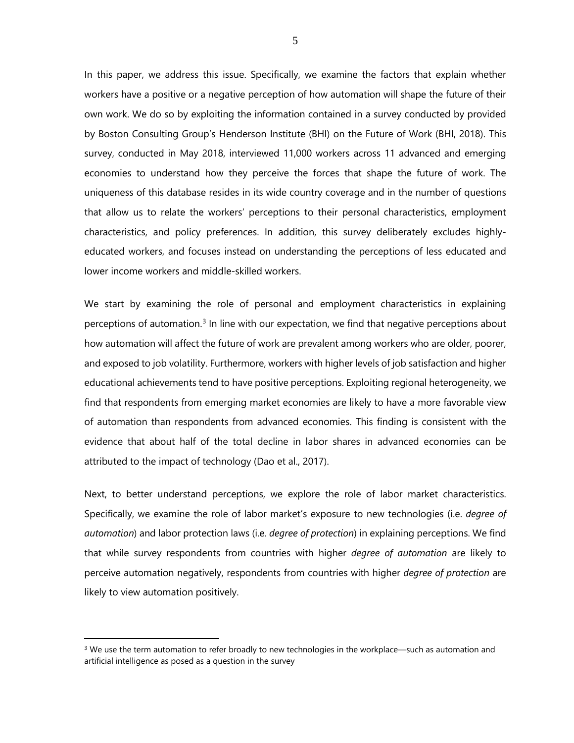In this paper, we address this issue. Specifically, we examine the factors that explain whether workers have a positive or a negative perception of how automation will shape the future of their own work. We do so by exploiting the information contained in a survey conducted by provided by Boston Consulting Group's Henderson Institute (BHI) on the Future of Work (BHI, 2018). This survey, conducted in May 2018, interviewed 11,000 workers across 11 advanced and emerging economies to understand how they perceive the forces that shape the future of work. The uniqueness of this database resides in its wide country coverage and in the number of questions that allow us to relate the workers' perceptions to their personal characteristics, employment characteristics, and policy preferences. In addition, this survey deliberately excludes highly-educated workers, and focuses instead on understanding the perceptions of less educated and lower income workers and middle-skilled workers.

We start by examining the role of personal and employment characteristics in explaining perceptions of automation.[3] In line with our expectation, we find that negative perceptions about how automation will affect the future of work are prevalent among workers who are older, poorer, and exposed to job volatility. Furthermore, workers with higher levels of job satisfaction and higher educational achievements tend to have positive perceptions. Exploiting regional heterogeneity, we find that respondents from emerging market economies are likely to have a more favorable view of automation than respondents from advanced economies. This finding is consistent with the evidence that about half of the total decline in labor shares in advanced economies can be attributed to the impact of technology (Dao et al., 2017).

Next, to better understand perceptions, we explore the role of labor market characteristics. Specifically, we examine the role of labor market's exposure to new technologies (i.e. *degree of automation*) and labor protection laws (i.e. *degree of protection*) in explaining perceptions. We find that while survey respondents from countries with higher *degree of automation* are likely to perceive automation negatively, respondents from countries with higher *degree of protection* are likely to view automation positively.

[3] We use the term automation to refer broadly to new technologies in the workplace—such as automation and artificial intelligence as posed as a question in the survey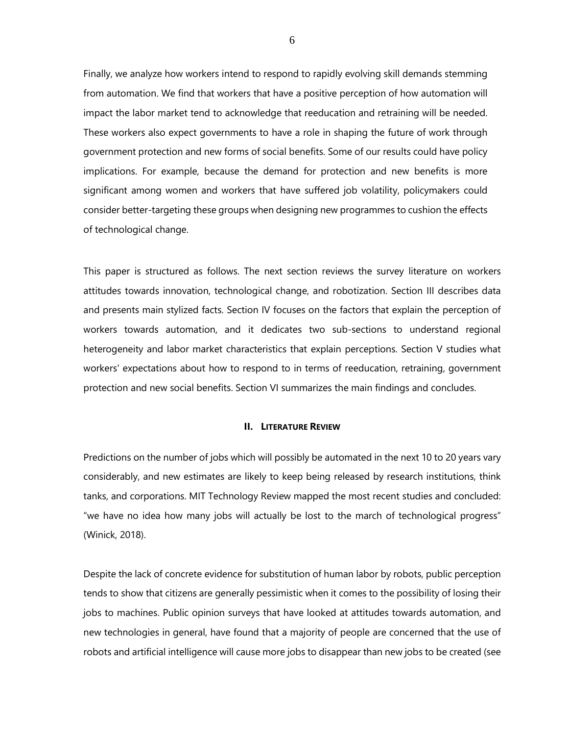Finally, we analyze how workers intend to respond to rapidly evolving skill demands stemming from automation. We find that workers that have a positive perception of how automation will impact the labor market tend to acknowledge that reeducation and retraining will be needed. These workers also expect governments to have a role in shaping the future of work through government protection and new forms of social benefits. Some of our results could have policy implications. For example, because the demand for protection and new benefits is more significant among women and workers that have suffered job volatility, policymakers could consider better-targeting these groups when designing new programmes to cushion the effects of technological change.

This paper is structured as follows. The next section reviews the survey literature on workers attitudes towards innovation, technological change, and robotization. Section III describes data and presents main stylized facts. Section IV focuses on the factors that explain the perception of workers towards automation, and it dedicates two sub-sections to understand regional heterogeneity and labor market characteristics that explain perceptions. Section V studies what workers' expectations about how to respond to in terms of reeducation, retraining, government protection and new social benefits. Section VI summarizes the main findings and concludes.

## II. Literature Review

Predictions on the number of jobs which will possibly be automated in the next 10 to 20 years vary considerably, and new estimates are likely to keep being released by research institutions, think tanks, and corporations. MIT Technology Review mapped the most recent studies and concluded: "we have no idea how many jobs will actually be lost to the march of technological progress" (Winick, 2018).

Despite the lack of concrete evidence for substitution of human labor by robots, public perception tends to show that citizens are generally pessimistic when it comes to the possibility of losing their jobs to machines. Public opinion surveys that have looked at attitudes towards automation, and new technologies in general, have found that a majority of people are concerned that the use of robots and artificial intelligence will cause more jobs to disappear than new jobs to be created (see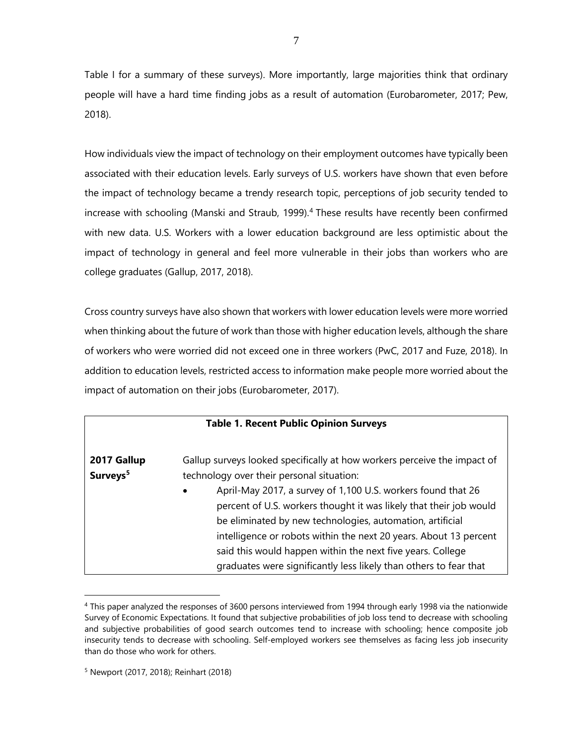Table I for a summary of these surveys). More importantly, large majorities think that ordinary people will have a hard time finding jobs as a result of automation (Eurobarometer, 2017; Pew, 2018).

How individuals view the impact of technology on their employment outcomes have typically been associated with their education levels. Early surveys of U.S. workers have shown that even before the impact of technology became a trendy research topic, perceptions of job security tended to increase with schooling (Manski and Straub, 1999).[4] These results have recently been confirmed with new data. U.S. Workers with a lower education background are less optimistic about the impact of technology in general and feel more vulnerable in their jobs than workers who are college graduates (Gallup, 2017, 2018).

Cross country surveys have also shown that workers with lower education levels were more worried when thinking about the future of work than those with higher education levels, although the share of workers who were worried did not exceed one in three workers (PwC, 2017 and Fuze, 2018). In addition to education levels, restricted access to information make people more worried about the impact of automation on their jobs (Eurobarometer, 2017).

| **Table 1. Recent Public Opinion Surveys** | |
|---|---|
| **2017 Gallup Surveys**[5] | Gallup surveys looked specifically at how workers perceive the impact of technology over their personal situation: <br>• April-May 2017, a survey of 1,100 U.S. workers found that 26 percent of U.S. workers thought it was likely that their job would be eliminated by new technologies, automation, artificial intelligence or robots within the next 20 years. About 13 percent said this would happen within the next five years. College graduates were significantly less likely than others to fear that |

[4] This paper analyzed the responses of 3600 persons interviewed from 1994 through early 1998 via the nationwide Survey of Economic Expectations. It found that subjective probabilities of job loss tend to decrease with schooling and subjective probabilities of good search outcomes tend to increase with schooling; hence composite job insecurity tends to decrease with schooling. Self-employed workers see themselves as facing less job insecurity than do those who work for others.

[5] Newport (2017, 2018); Reinhart (2018)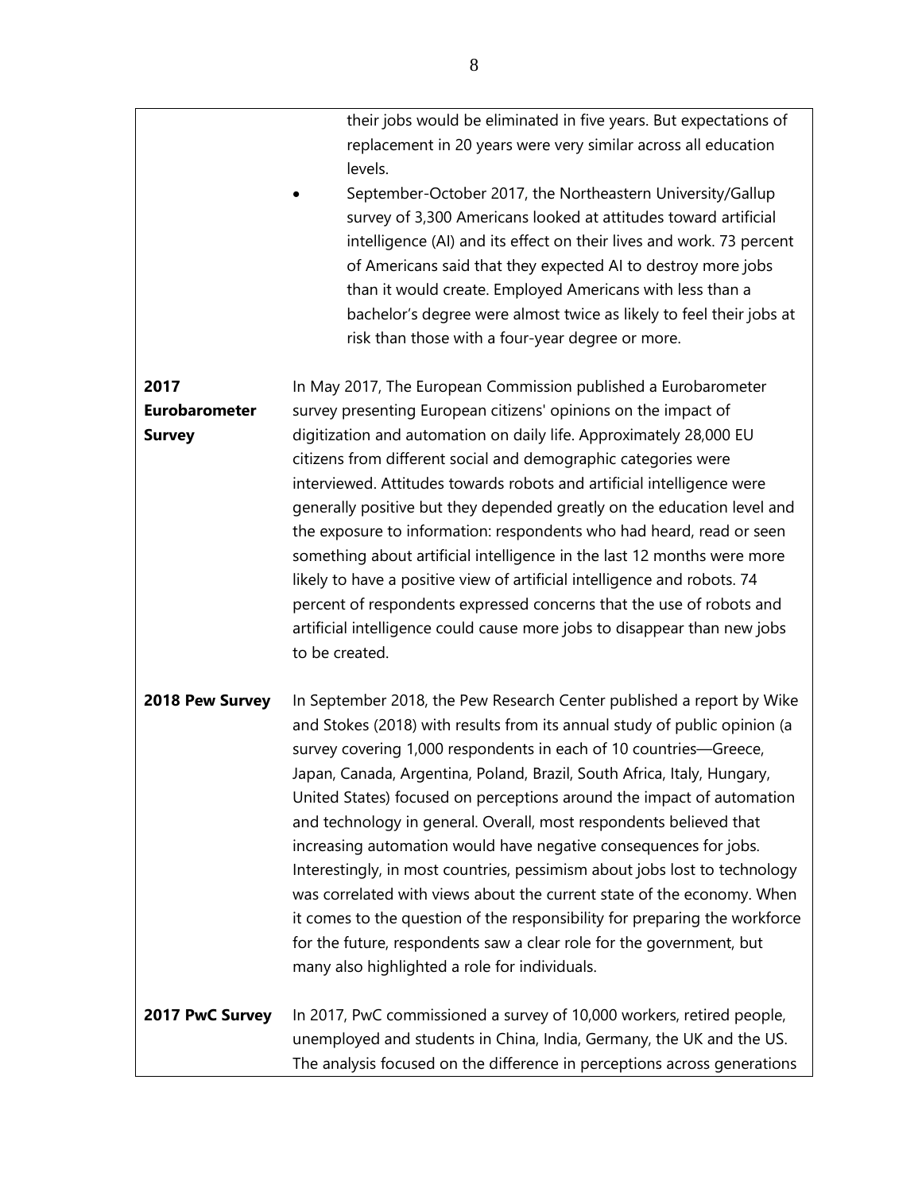| | |
|---|---|
| | their jobs would be eliminated in five years. But expectations of replacement in 20 years were very similar across all education levels.<br>• September-October 2017, the Northeastern University/Gallup survey of 3,300 Americans looked at attitudes toward artificial intelligence (AI) and its effect on their lives and work. 73 percent of Americans said that they expected AI to destroy more jobs than it would create. Employed Americans with less than a bachelor's degree were almost twice as likely to feel their jobs at risk than those with a four-year degree or more. |
| **2017 Eurobarometer Survey** | In May 2017, The European Commission published a Eurobarometer survey presenting European citizens' opinions on the impact of digitization and automation on daily life. Approximately 28,000 EU citizens from different social and demographic categories were interviewed. Attitudes towards robots and artificial intelligence were generally positive but they depended greatly on the education level and the exposure to information: respondents who had heard, read or seen something about artificial intelligence in the last 12 months were more likely to have a positive view of artificial intelligence and robots. 74 percent of respondents expressed concerns that the use of robots and artificial intelligence could cause more jobs to disappear than new jobs to be created. |
| **2018 Pew Survey** | In September 2018, the Pew Research Center published a report by Wike and Stokes (2018) with results from its annual study of public opinion (a survey covering 1,000 respondents in each of 10 countries—Greece, Japan, Canada, Argentina, Poland, Brazil, South Africa, Italy, Hungary, United States) focused on perceptions around the impact of automation and technology in general. Overall, most respondents believed that increasing automation would have negative consequences for jobs. Interestingly, in most countries, pessimism about jobs lost to technology was correlated with views about the current state of the economy. When it comes to the question of the responsibility for preparing the workforce for the future, respondents saw a clear role for the government, but many also highlighted a role for individuals. |
| **2017 PwC Survey** | In 2017, PwC commissioned a survey of 10,000 workers, retired people, unemployed and students in China, India, Germany, the UK and the US. The analysis focused on the difference in perceptions across generations |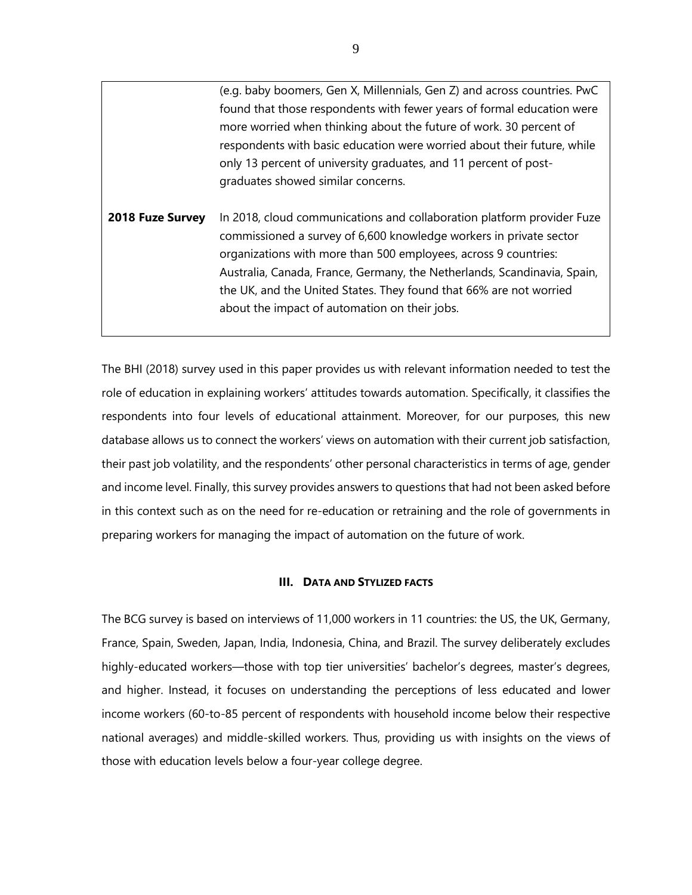|  |  |
|---|---|
|  | (e.g. baby boomers, Gen X, Millennials, Gen Z) and across countries. PwC found that those respondents with fewer years of formal education were more worried when thinking about the future of work. 30 percent of respondents with basic education were worried about their future, while only 13 percent of university graduates, and 11 percent of post-graduates showed similar concerns. |
| **2018 Fuze Survey** | In 2018, cloud communications and collaboration platform provider Fuze commissioned a survey of 6,600 knowledge workers in private sector organizations with more than 500 employees, across 9 countries: Australia, Canada, France, Germany, the Netherlands, Scandinavia, Spain, the UK, and the United States. They found that 66% are not worried about the impact of automation on their jobs. |

The BHI (2018) survey used in this paper provides us with relevant information needed to test the role of education in explaining workers' attitudes towards automation. Specifically, it classifies the respondents into four levels of educational attainment. Moreover, for our purposes, this new database allows us to connect the workers' views on automation with their current job satisfaction, their past job volatility, and the respondents' other personal characteristics in terms of age, gender and income level. Finally, this survey provides answers to questions that had not been asked before in this context such as on the need for re-education or retraining and the role of governments in preparing workers for managing the impact of automation on the future of work.

## III. DATA AND STYLIZED FACTS

The BCG survey is based on interviews of 11,000 workers in 11 countries: the US, the UK, Germany, France, Spain, Sweden, Japan, India, Indonesia, China, and Brazil. The survey deliberately excludes highly-educated workers—those with top tier universities' bachelor's degrees, master's degrees, and higher. Instead, it focuses on understanding the perceptions of less educated and lower income workers (60-to-85 percent of respondents with household income below their respective national averages) and middle-skilled workers. Thus, providing us with insights on the views of those with education levels below a four-year college degree.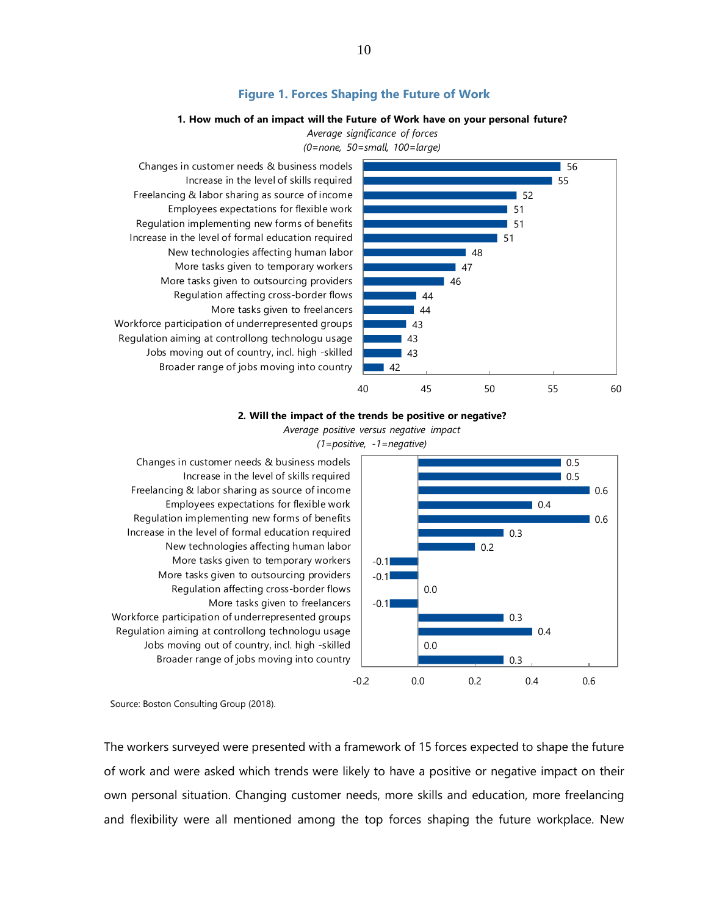**Figure 1. Forces Shaping the Future of Work**

**1. How much of an impact will the Future of Work have on your personal future?**

*Average significance of forces*
*(0=none, 50=small, 100=large)*

| Force | Value |
|---|---|
| Changes in customer needs & business models | 56 |
| Increase in the level of skills required | 55 |
| Freelancing & labor sharing as source of income | 52 |
| Employees expectations for flexible work | 51 |
| Regulation implementing new forms of benefits | 51 |
| Increase in the level of formal education required | 51 |
| New technologies affecting human labor | 48 |
| More tasks given to temporary workers | 47 |
| More tasks given to outsourcing providers | 46 |
| Regulation affecting cross-border flows | 44 |
| More tasks given to freelancers | 44 |
| Workforce participation of underrepresented groups | 43 |
| Regulation aiming at controllong technologu usage | 43 |
| Jobs moving out of country, incl. high -skilled | 43 |
| Broader range of jobs moving into country | 42 |

**2. Will the impact of the trends be positive or negative?**

*Average positive versus negative impact*
*(1=positive, -1=negative)*

| Force | Value |
|---|---|
| Changes in customer needs & business models | 0.5 |
| Increase in the level of skills required | 0.5 |
| Freelancing & labor sharing as source of income | 0.6 |
| Employees expectations for flexible work | 0.4 |
| Regulation implementing new forms of benefits | 0.6 |
| Increase in the level of formal education required | 0.3 |
| New technologies affecting human labor | 0.2 |
| More tasks given to temporary workers | -0.1 |
| More tasks given to outsourcing providers | -0.1 |
| Regulation affecting cross-border flows | 0.0 |
| More tasks given to freelancers | -0.1 |
| Workforce participation of underrepresented groups | 0.3 |
| Regulation aiming at controllong technologu usage | 0.4 |
| Jobs moving out of country, incl. high -skilled | 0.0 |
| Broader range of jobs moving into country | 0.3 |

Source: Boston Consulting Group (2018).

The workers surveyed were presented with a framework of 15 forces expected to shape the future of work and were asked which trends were likely to have a positive or negative impact on their own personal situation. Changing customer needs, more skills and education, more freelancing and flexibility were all mentioned among the top forces shaping the future workplace. New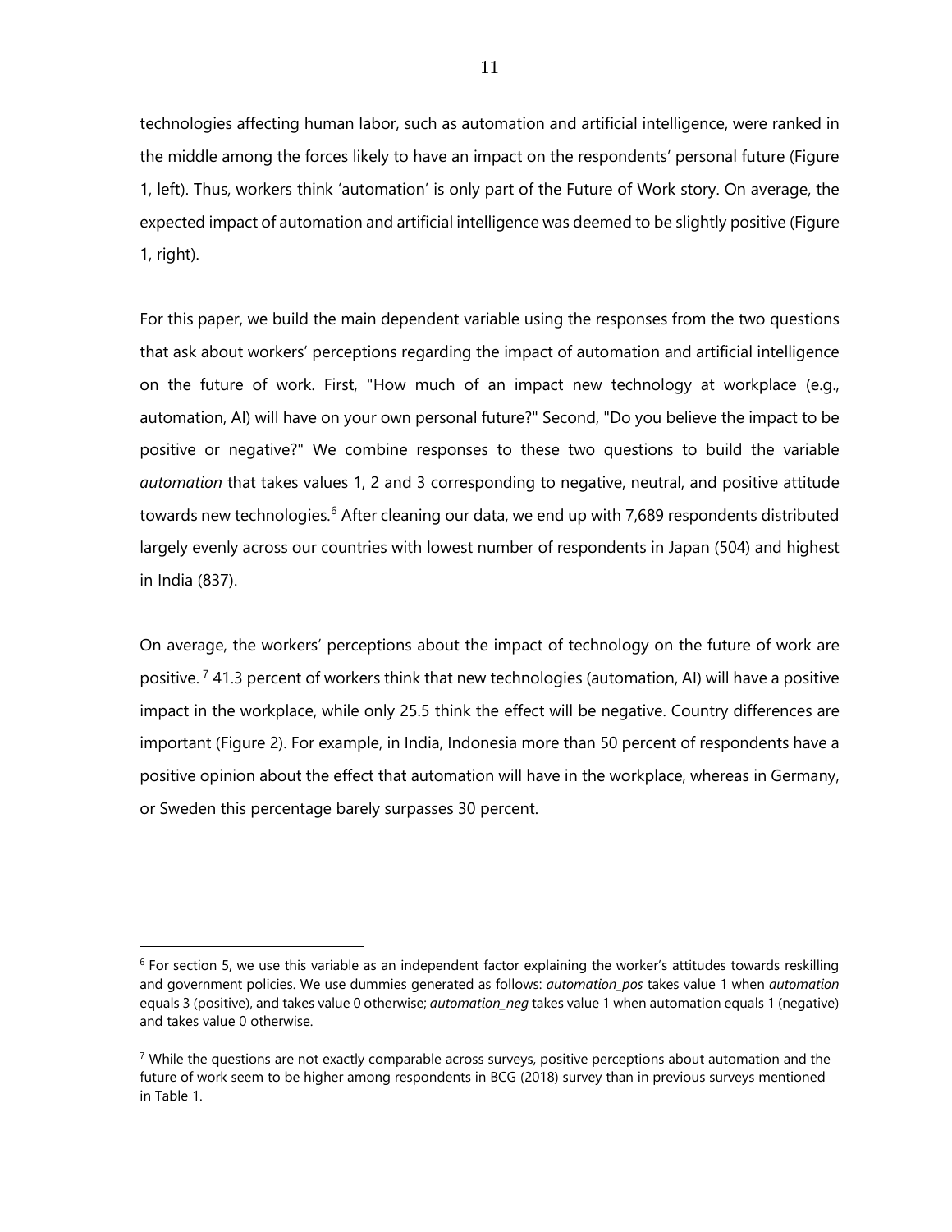technologies affecting human labor, such as automation and artificial intelligence, were ranked in the middle among the forces likely to have an impact on the respondents' personal future (Figure 1, left). Thus, workers think 'automation' is only part of the Future of Work story. On average, the expected impact of automation and artificial intelligence was deemed to be slightly positive (Figure 1, right).

For this paper, we build the main dependent variable using the responses from the two questions that ask about workers' perceptions regarding the impact of automation and artificial intelligence on the future of work. First, "How much of an impact new technology at workplace (e.g., automation, AI) will have on your own personal future?" Second, "Do you believe the impact to be positive or negative?" We combine responses to these two questions to build the variable *automation* that takes values 1, 2 and 3 corresponding to negative, neutral, and positive attitude towards new technologies.[6] After cleaning our data, we end up with 7,689 respondents distributed largely evenly across our countries with lowest number of respondents in Japan (504) and highest in India (837).

On average, the workers' perceptions about the impact of technology on the future of work are positive.[7] 41.3 percent of workers think that new technologies (automation, AI) will have a positive impact in the workplace, while only 25.5 think the effect will be negative. Country differences are important (Figure 2). For example, in India, Indonesia more than 50 percent of respondents have a positive opinion about the effect that automation will have in the workplace, whereas in Germany, or Sweden this percentage barely surpasses 30 percent.

---

[6] For section 5, we use this variable as an independent factor explaining the worker's attitudes towards reskilling and government policies. We use dummies generated as follows: *automation_pos* takes value 1 when *automation* equals 3 (positive), and takes value 0 otherwise; *automation_neg* takes value 1 when automation equals 1 (negative) and takes value 0 otherwise.

[7] While the questions are not exactly comparable across surveys, positive perceptions about automation and the future of work seem to be higher among respondents in BCG (2018) survey than in previous surveys mentioned in Table 1.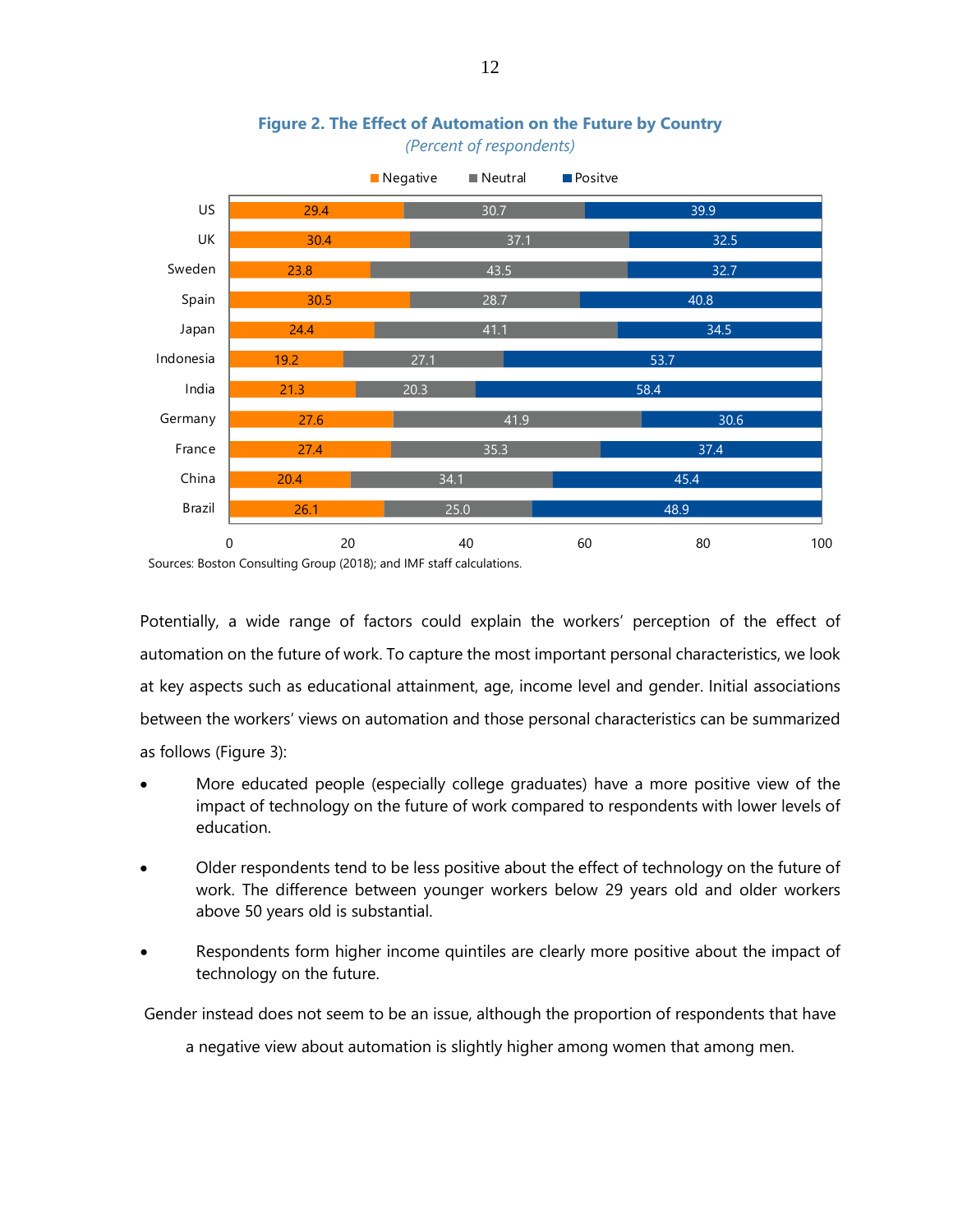**Figure 2. The Effect of Automation on the Future by Country**

*(Percent of respondents)*

| Country | Negative | Neutral | Positve |
|---|---|---|---|
| US | 29.4 | 30.7 | 39.9 |
| UK | 30.4 | 37.1 | 32.5 |
| Sweden | 23.8 | 43.5 | 32.7 |
| Spain | 30.5 | 28.7 | 40.8 |
| Japan | 24.4 | 41.1 | 34.5 |
| Indonesia | 19.2 | 27.1 | 53.7 |
| India | 21.3 | 20.3 | 58.4 |
| Germany | 27.6 | 41.9 | 30.6 |
| France | 27.4 | 35.3 | 37.4 |
| China | 20.4 | 34.1 | 45.4 |
| Brazil | 26.1 | 25.0 | 48.9 |

Sources: Boston Consulting Group (2018); and IMF staff calculations.

Potentially, a wide range of factors could explain the workers' perception of the effect of automation on the future of work. To capture the most important personal characteristics, we look at key aspects such as educational attainment, age, income level and gender. Initial associations between the workers' views on automation and those personal characteristics can be summarized as follows (Figure 3):

- More educated people (especially college graduates) have a more positive view of the impact of technology on the future of work compared to respondents with lower levels of education.
- Older respondents tend to be less positive about the effect of technology on the future of work. The difference between younger workers below 29 years old and older workers above 50 years old is substantial.
- Respondents form higher income quintiles are clearly more positive about the impact of technology on the future.

Gender instead does not seem to be an issue, although the proportion of respondents that have a negative view about automation is slightly higher among women that among men.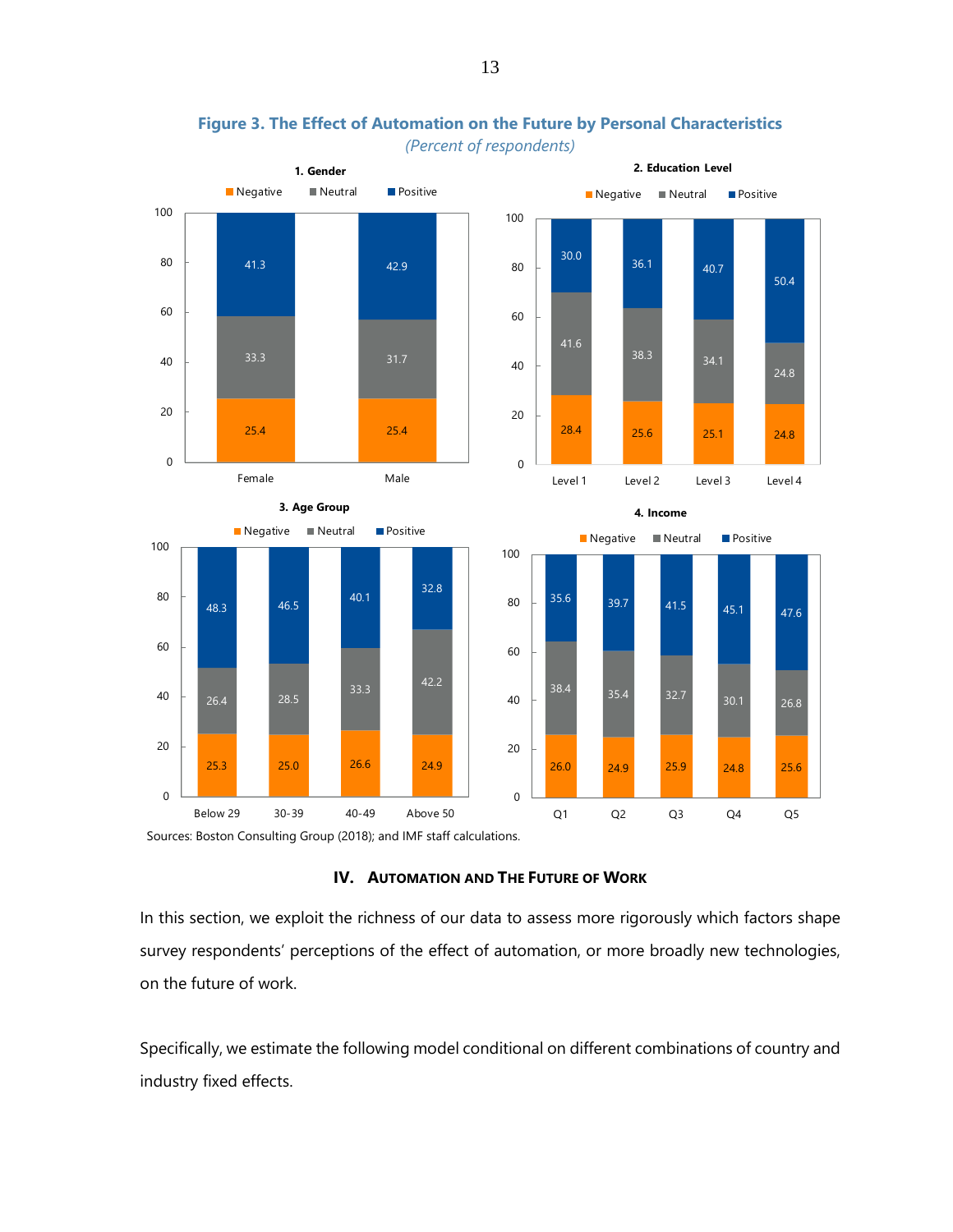**Figure 3. The Effect of Automation on the Future by Personal Characteristics**

*(Percent of respondents)*

**1. Gender**

| | Negative | Neutral | Positive |
|---|---|---|---|
| Female | 25.4 | 33.3 | 41.3 |
| Male | 25.4 | 31.7 | 42.9 |

**2. Education Level**

| | Negative | Neutral | Positive |
|---|---|---|---|
| Level 1 | 28.4 | 41.6 | 30.0 |
| Level 2 | 25.6 | 38.3 | 36.1 |
| Level 3 | 25.1 | 34.1 | 40.7 |
| Level 4 | 24.8 | 24.8 | 50.4 |

**3. Age Group**

| | Negative | Neutral | Positive |
|---|---|---|---|
| Below 29 | 25.3 | 26.4 | 48.3 |
| 30-39 | 25.0 | 28.5 | 46.5 |
| 40-49 | 26.6 | 33.3 | 40.1 |
| Above 50 | 24.9 | 42.2 | 32.8 |

**4. Income**

| | Negative | Neutral | Positive |
|---|---|---|---|
| Q1 | 26.0 | 38.4 | 35.6 |
| Q2 | 24.9 | 35.4 | 39.7 |
| Q3 | 25.9 | 32.7 | 41.5 |
| Q4 | 24.8 | 30.1 | 45.1 |
| Q5 | 25.6 | 26.8 | 47.6 |

Sources: Boston Consulting Group (2018); and IMF staff calculations.

## IV. Automation and The Future of Work

In this section, we exploit the richness of our data to assess more rigorously which factors shape survey respondents' perceptions of the effect of automation, or more broadly new technologies, on the future of work.

Specifically, we estimate the following model conditional on different combinations of country and industry fixed effects.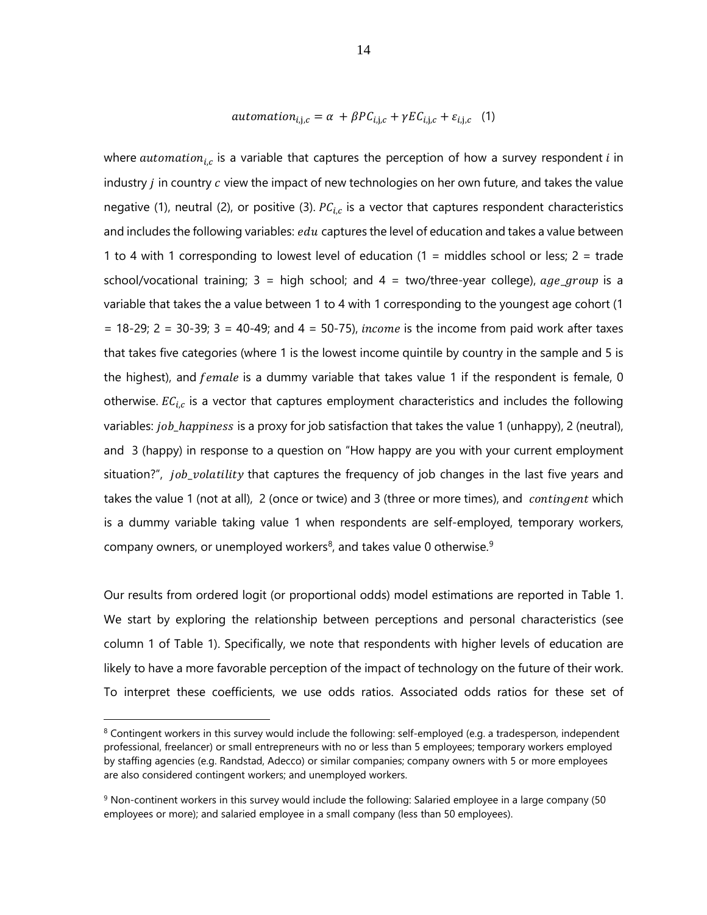$$automation_{i,j,c} = \alpha + \beta PC_{i,j,c} + \gamma EC_{i,j,c} + \varepsilon_{i,j,c} \quad (1)$$

where $automation_{i,c}$ is a variable that captures the perception of how a survey respondent $i$ in industry $j$ in country $c$ view the impact of new technologies on her own future, and takes the value negative (1), neutral (2), or positive (3). $PC_{i,c}$ is a vector that captures respondent characteristics and includes the following variables: $edu$ captures the level of education and takes a value between 1 to 4 with 1 corresponding to lowest level of education (1 = middles school or less; 2 = trade school/vocational training; 3 = high school; and 4 = two/three-year college), $age\_group$ is a variable that takes the a value between 1 to 4 with 1 corresponding to the youngest age cohort (1 = 18-29; 2 = 30-39; 3 = 40-49; and 4 = 50-75), $income$ is the income from paid work after taxes that takes five categories (where 1 is the lowest income quintile by country in the sample and 5 is the highest), and $female$ is a dummy variable that takes value 1 if the respondent is female, 0 otherwise. $EC_{i,c}$ is a vector that captures employment characteristics and includes the following variables: $job\_happiness$ is a proxy for job satisfaction that takes the value 1 (unhappy), 2 (neutral), and 3 (happy) in response to a question on "How happy are you with your current employment situation?", $job\_volatility$ that captures the frequency of job changes in the last five years and takes the value 1 (not at all), 2 (once or twice) and 3 (three or more times), and $contingent$ which is a dummy variable taking value 1 when respondents are self-employed, temporary workers, company owners, or unemployed workers[8], and takes value 0 otherwise.[9]

Our results from ordered logit (or proportional odds) model estimations are reported in Table 1. We start by exploring the relationship between perceptions and personal characteristics (see column 1 of Table 1). Specifically, we note that respondents with higher levels of education are likely to have a more favorable perception of the impact of technology on the future of their work. To interpret these coefficients, we use odds ratios. Associated odds ratios for these set of

---

[8] Contingent workers in this survey would include the following: self-employed (e.g. a tradesperson, independent professional, freelancer) or small entrepreneurs with no or less than 5 employees; temporary workers employed by staffing agencies (e.g. Randstad, Adecco) or similar companies; company owners with 5 or more employees are also considered contingent workers; and unemployed workers.

[9] Non-continent workers in this survey would include the following: Salaried employee in a large company (50 employees or more); and salaried employee in a small company (less than 50 employees).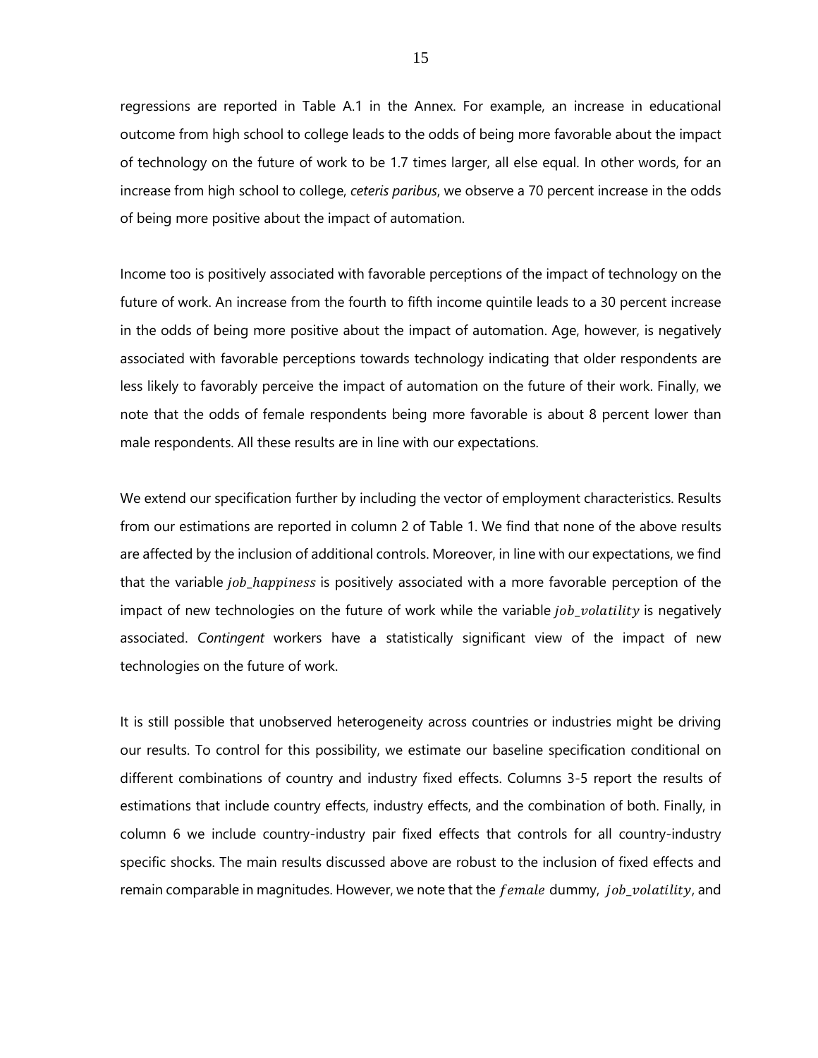regressions are reported in Table A.1 in the Annex. For example, an increase in educational outcome from high school to college leads to the odds of being more favorable about the impact of technology on the future of work to be 1.7 times larger, all else equal. In other words, for an increase from high school to college, *ceteris paribus*, we observe a 70 percent increase in the odds of being more positive about the impact of automation.

Income too is positively associated with favorable perceptions of the impact of technology on the future of work. An increase from the fourth to fifth income quintile leads to a 30 percent increase in the odds of being more positive about the impact of automation. Age, however, is negatively associated with favorable perceptions towards technology indicating that older respondents are less likely to favorably perceive the impact of automation on the future of their work. Finally, we note that the odds of female respondents being more favorable is about 8 percent lower than male respondents. All these results are in line with our expectations.

We extend our specification further by including the vector of employment characteristics. Results from our estimations are reported in column 2 of Table 1. We find that none of the above results are affected by the inclusion of additional controls. Moreover, in line with our expectations, we find that the variable $job\_happiness$ is positively associated with a more favorable perception of the impact of new technologies on the future of work while the variable $job\_volatility$ is negatively associated. *Contingent* workers have a statistically significant view of the impact of new technologies on the future of work.

It is still possible that unobserved heterogeneity across countries or industries might be driving our results. To control for this possibility, we estimate our baseline specification conditional on different combinations of country and industry fixed effects. Columns 3-5 report the results of estimations that include country effects, industry effects, and the combination of both. Finally, in column 6 we include country-industry pair fixed effects that controls for all country-industry specific shocks. The main results discussed above are robust to the inclusion of fixed effects and remain comparable in magnitudes. However, we note that the $female$ dummy, $job\_volatility$, and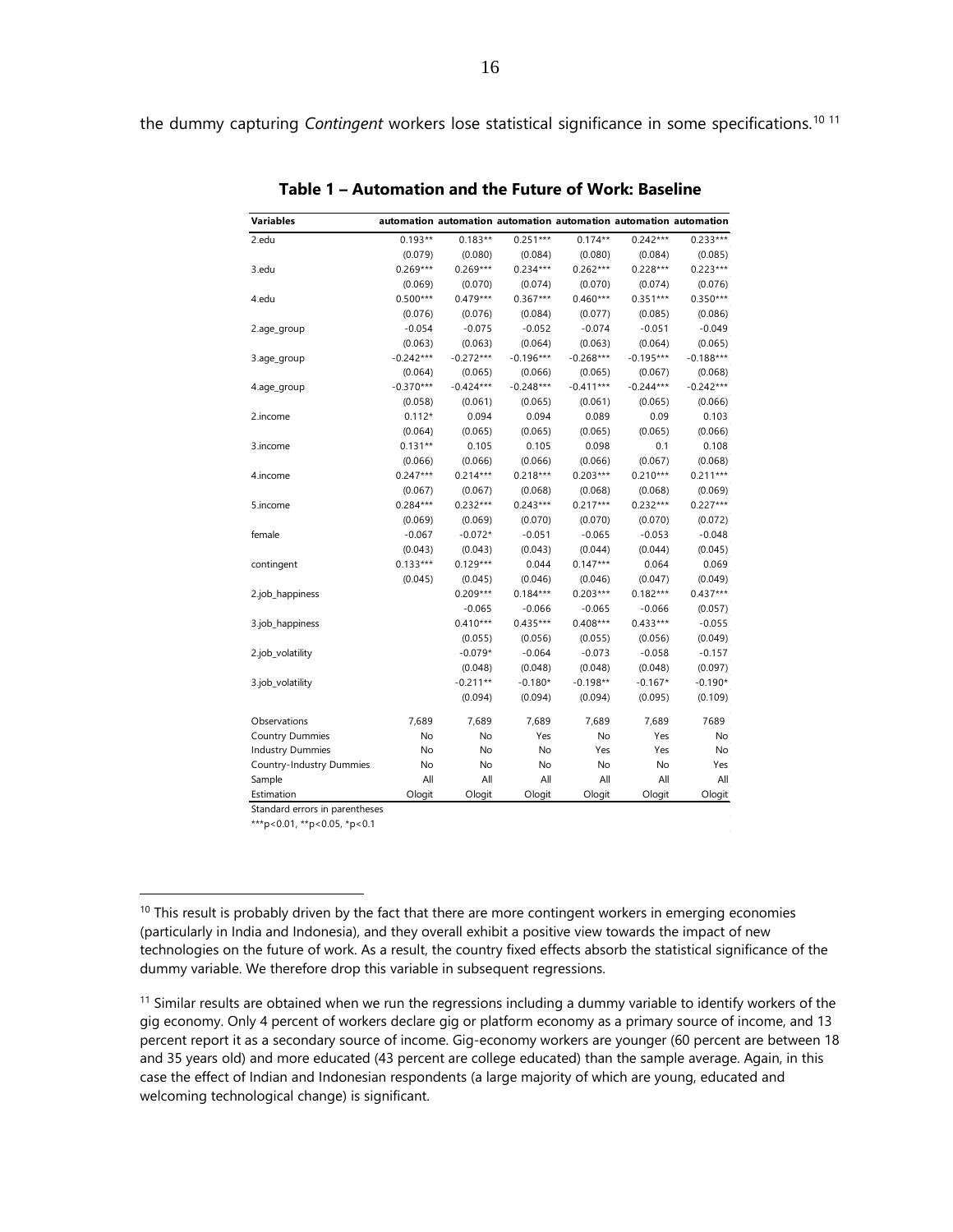the dummy capturing *Contingent* workers lose statistical significance in some specifications.[10] [11]

**Table 1 – Automation and the Future of Work: Baseline**

| Variables | automation | automation | automation | automation | automation | automation |
|---|---|---|---|---|---|---|
| 2.edu | 0.193** | 0.183** | 0.251*** | 0.174** | 0.242*** | 0.233*** |
| | (0.079) | (0.080) | (0.084) | (0.080) | (0.084) | (0.085) |
| 3.edu | 0.269*** | 0.269*** | 0.234*** | 0.262*** | 0.228*** | 0.223*** |
| | (0.069) | (0.070) | (0.074) | (0.070) | (0.074) | (0.076) |
| 4.edu | 0.500*** | 0.479*** | 0.367*** | 0.460*** | 0.351*** | 0.350*** |
| | (0.076) | (0.076) | (0.084) | (0.077) | (0.085) | (0.086) |
| 2.age_group | -0.054 | -0.075 | -0.052 | -0.074 | -0.051 | -0.049 |
| | (0.063) | (0.063) | (0.064) | (0.063) | (0.064) | (0.065) |
| 3.age_group | -0.242*** | -0.272*** | -0.196*** | -0.268*** | -0.195*** | -0.188*** |
| | (0.064) | (0.065) | (0.066) | (0.065) | (0.067) | (0.068) |
| 4.age_group | -0.370*** | -0.424*** | -0.248*** | -0.411*** | -0.244*** | -0.242*** |
| | (0.058) | (0.061) | (0.065) | (0.061) | (0.065) | (0.066) |
| 2.income | 0.112* | 0.094 | 0.094 | 0.089 | 0.09 | 0.103 |
| | (0.064) | (0.065) | (0.065) | (0.065) | (0.065) | (0.066) |
| 3.income | 0.131** | 0.105 | 0.105 | 0.098 | 0.1 | 0.108 |
| | (0.066) | (0.066) | (0.066) | (0.066) | (0.067) | (0.068) |
| 4.income | 0.247*** | 0.214*** | 0.218*** | 0.203*** | 0.210*** | 0.211*** |
| | (0.067) | (0.067) | (0.068) | (0.068) | (0.068) | (0.069) |
| 5.income | 0.284*** | 0.232*** | 0.243*** | 0.217*** | 0.232*** | 0.227*** |
| | (0.069) | (0.069) | (0.070) | (0.070) | (0.070) | (0.072) |
| female | -0.067 | -0.072* | -0.051 | -0.065 | -0.053 | -0.048 |
| | (0.043) | (0.043) | (0.043) | (0.044) | (0.044) | (0.045) |
| contingent | 0.133*** | 0.129*** | 0.044 | 0.147*** | 0.064 | 0.069 |
| | (0.045) | (0.045) | (0.046) | (0.046) | (0.047) | (0.049) |
| 2.job_happiness | | 0.209*** | 0.184*** | 0.203*** | 0.182*** | 0.437*** |
| | | -0.065 | -0.066 | -0.065 | -0.066 | (0.057) |
| 3.job_happiness | | 0.410*** | 0.435*** | 0.408*** | 0.433*** | -0.055 |
| | | (0.055) | (0.056) | (0.055) | (0.056) | (0.049) |
| 2.job_volatility | | -0.079* | -0.064 | -0.073 | -0.058 | -0.157 |
| | | (0.048) | (0.048) | (0.048) | (0.048) | (0.097) |
| 3.job_volatility | | -0.211** | -0.180* | -0.198** | -0.167* | -0.190* |
| | | (0.094) | (0.094) | (0.094) | (0.095) | (0.109) |
| Observations | 7,689 | 7,689 | 7,689 | 7,689 | 7,689 | 7689 |
| Country Dummies | No | No | Yes | No | Yes | No |
| Industry Dummies | No | No | No | Yes | Yes | No |
| Country-Industry Dummies | No | No | No | No | No | Yes |
| Sample | All | All | All | All | All | All |
| Estimation | Ologit | Ologit | Ologit | Ologit | Ologit | Ologit |

Standard errors in parentheses

***p<0.01, **p<0.05, *p<0.1

[10] This result is probably driven by the fact that there are more contingent workers in emerging economies (particularly in India and Indonesia), and they overall exhibit a positive view towards the impact of new technologies on the future of work. As a result, the country fixed effects absorb the statistical significance of the dummy variable. We therefore drop this variable in subsequent regressions.

[11] Similar results are obtained when we run the regressions including a dummy variable to identify workers of the gig economy. Only 4 percent of workers declare gig or platform economy as a primary source of income, and 13 percent report it as a secondary source of income. Gig-economy workers are younger (60 percent are between 18 and 35 years old) and more educated (43 percent are college educated) than the sample average. Again, in this case the effect of Indian and Indonesian respondents (a large majority of which are young, educated and welcoming technological change) is significant.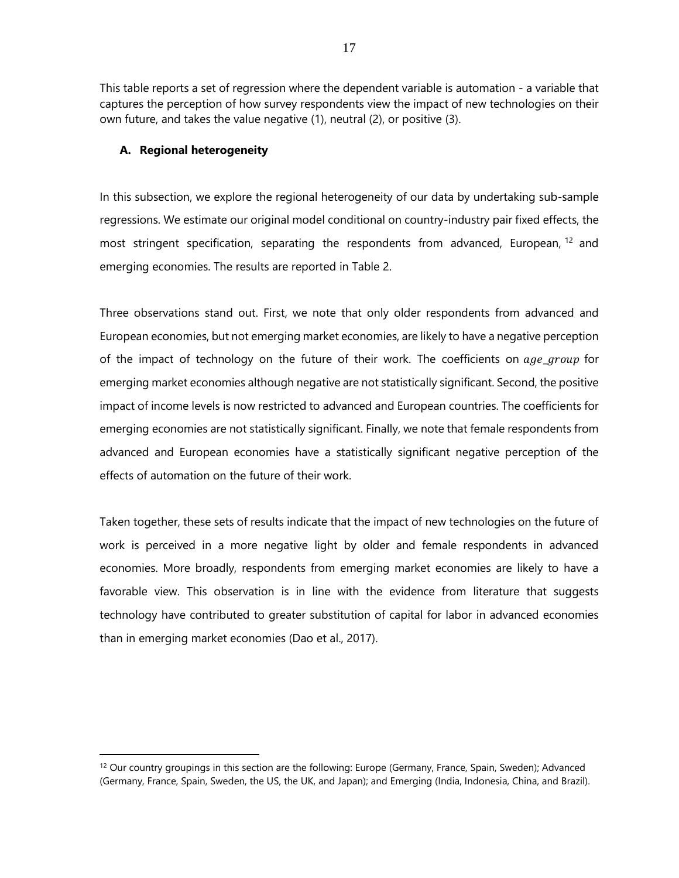This table reports a set of regression where the dependent variable is automation - a variable that captures the perception of how survey respondents view the impact of new technologies on their own future, and takes the value negative (1), neutral (2), or positive (3).

### A. Regional heterogeneity

In this subsection, we explore the regional heterogeneity of our data by undertaking sub-sample regressions. We estimate our original model conditional on country-industry pair fixed effects, the most stringent specification, separating the respondents from advanced, European,[12] and emerging economies. The results are reported in Table 2.

Three observations stand out. First, we note that only older respondents from advanced and European economies, but not emerging market economies, are likely to have a negative perception of the impact of technology on the future of their work. The coefficients on $age\_group$ for emerging market economies although negative are not statistically significant. Second, the positive impact of income levels is now restricted to advanced and European countries. The coefficients for emerging economies are not statistically significant. Finally, we note that female respondents from advanced and European economies have a statistically significant negative perception of the effects of automation on the future of their work.

Taken together, these sets of results indicate that the impact of new technologies on the future of work is perceived in a more negative light by older and female respondents in advanced economies. More broadly, respondents from emerging market economies are likely to have a favorable view. This observation is in line with the evidence from literature that suggests technology have contributed to greater substitution of capital for labor in advanced economies than in emerging market economies (Dao et al., 2017).

[12] Our country groupings in this section are the following: Europe (Germany, France, Spain, Sweden); Advanced (Germany, France, Spain, Sweden, the US, the UK, and Japan); and Emerging (India, Indonesia, China, and Brazil).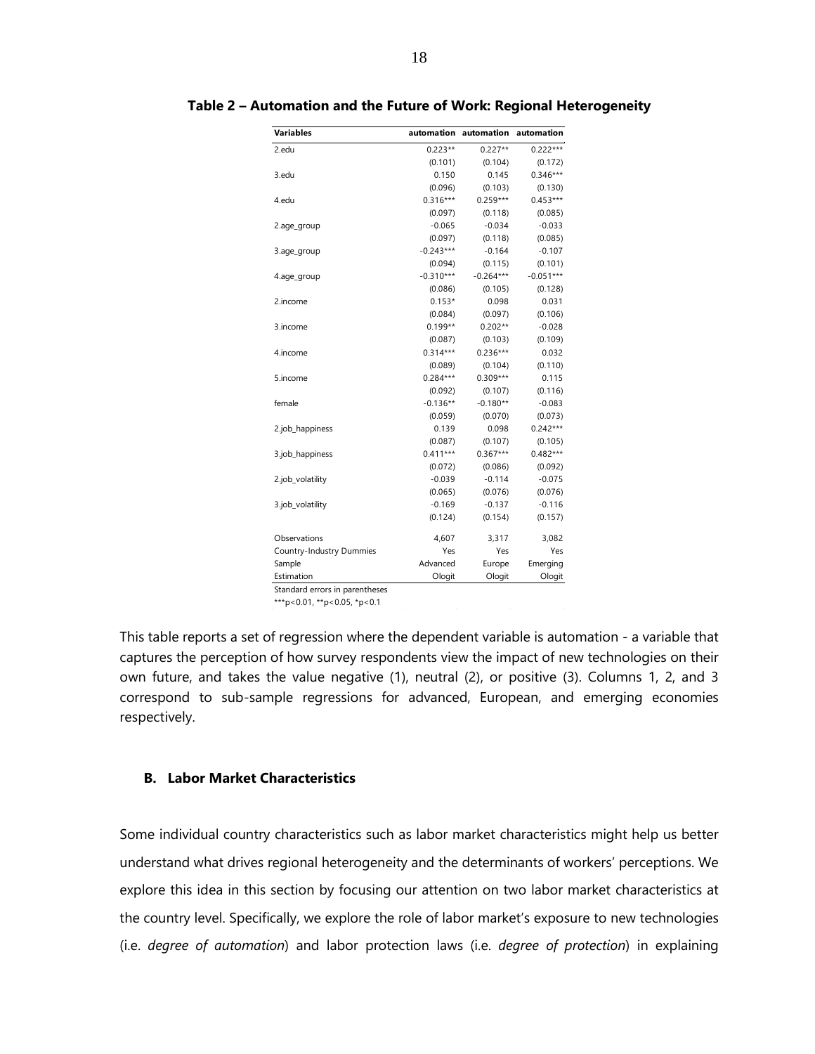**Table 2 – Automation and the Future of Work: Regional Heterogeneity**

| Variables | automation | automation | automation |
|---|---|---|---|
| 2.edu | 0.223** | 0.227** | 0.222*** |
| | (0.101) | (0.104) | (0.172) |
| 3.edu | 0.150 | 0.145 | 0.346*** |
| | (0.096) | (0.103) | (0.130) |
| 4.edu | 0.316*** | 0.259*** | 0.453*** |
| | (0.097) | (0.118) | (0.085) |
| 2.age_group | -0.065 | -0.034 | -0.033 |
| | (0.097) | (0.118) | (0.085) |
| 3.age_group | -0.243*** | -0.164 | -0.107 |
| | (0.094) | (0.115) | (0.101) |
| 4.age_group | -0.310*** | -0.264*** | -0.051*** |
| | (0.086) | (0.105) | (0.128) |
| 2.income | 0.153* | 0.098 | 0.031 |
| | (0.084) | (0.097) | (0.106) |
| 3.income | 0.199** | 0.202** | -0.028 |
| | (0.087) | (0.103) | (0.109) |
| 4.income | 0.314*** | 0.236*** | 0.032 |
| | (0.089) | (0.104) | (0.110) |
| 5.income | 0.284*** | 0.309*** | 0.115 |
| | (0.092) | (0.107) | (0.116) |
| female | -0.136** | -0.180** | -0.083 |
| | (0.059) | (0.070) | (0.073) |
| 2.job_happiness | 0.139 | 0.098 | 0.242*** |
| | (0.087) | (0.107) | (0.105) |
| 3.job_happiness | 0.411*** | 0.367*** | 0.482*** |
| | (0.072) | (0.086) | (0.092) |
| 2.job_volatility | -0.039 | -0.114 | -0.075 |
| | (0.065) | (0.076) | (0.076) |
| 3.job_volatility | -0.169 | -0.137 | -0.116 |
| | (0.124) | (0.154) | (0.157) |
| Observations | 4,607 | 3,317 | 3,082 |
| Country-Industry Dummies | Yes | Yes | Yes |
| Sample | Advanced | Europe | Emerging |
| Estimation | Ologit | Ologit | Ologit |

Standard errors in parentheses
***p<0.01, **p<0.05, *p<0.1

This table reports a set of regression where the dependent variable is automation - a variable that captures the perception of how survey respondents view the impact of new technologies on their own future, and takes the value negative (1), neutral (2), or positive (3). Columns 1, 2, and 3 correspond to sub-sample regressions for advanced, European, and emerging economies respectively.

### B. Labor Market Characteristics

Some individual country characteristics such as labor market characteristics might help us better understand what drives regional heterogeneity and the determinants of workers' perceptions. We explore this idea in this section by focusing our attention on two labor market characteristics at the country level. Specifically, we explore the role of labor market's exposure to new technologies (i.e. *degree of automation*) and labor protection laws (i.e. *degree of protection*) in explaining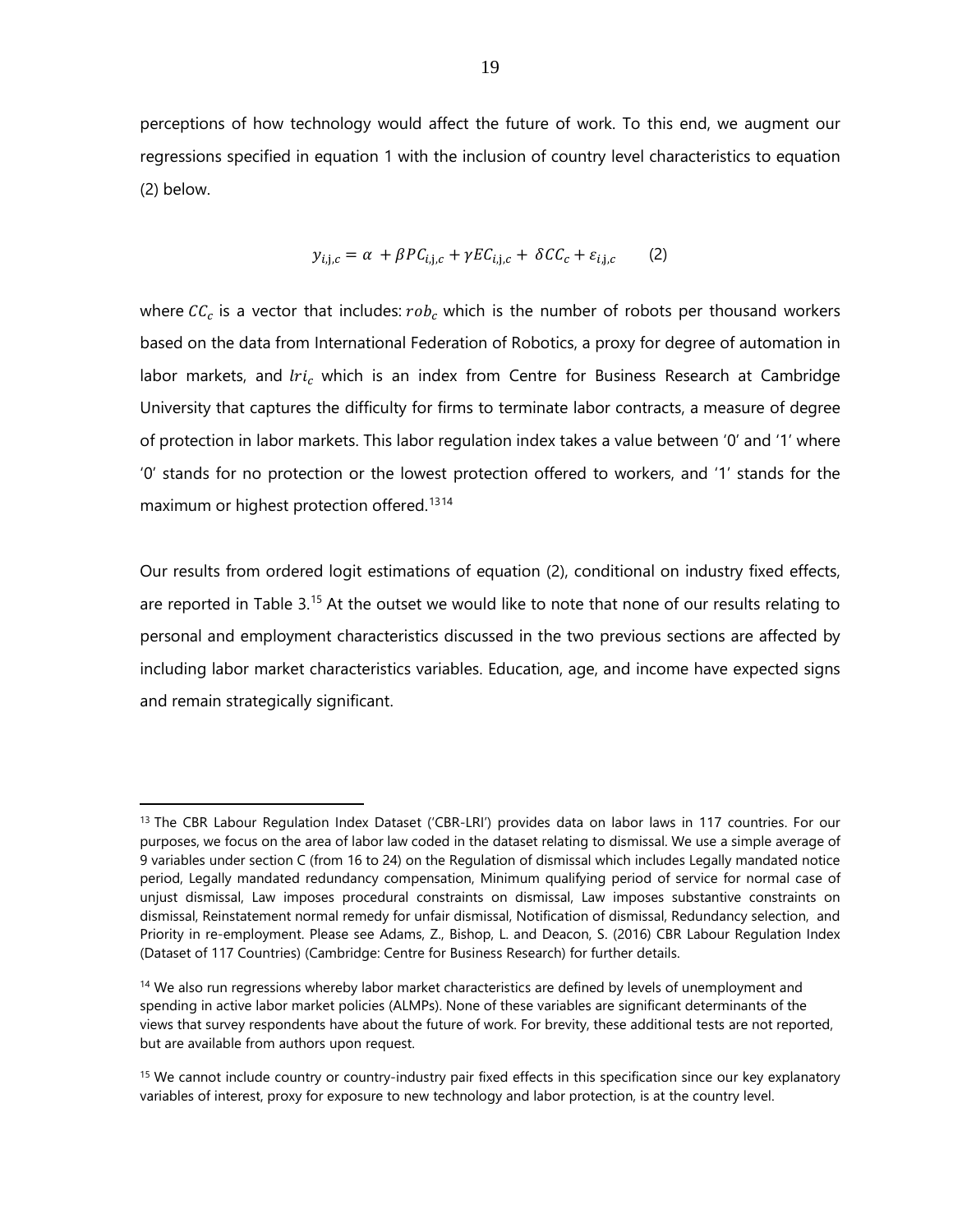perceptions of how technology would affect the future of work. To this end, we augment our regressions specified in equation 1 with the inclusion of country level characteristics to equation (2) below.

$$y_{i,j,c} = \alpha + \beta PC_{i,j,c} + \gamma EC_{i,j,c} + \delta CC_c + \varepsilon_{i,j,c} \qquad (2)$$

where $CC_c$ is a vector that includes: $rob_c$ which is the number of robots per thousand workers based on the data from International Federation of Robotics, a proxy for degree of automation in labor markets, and $lri_c$ which is an index from Centre for Business Research at Cambridge University that captures the difficulty for firms to terminate labor contracts, a measure of degree of protection in labor markets. This labor regulation index takes a value between '0' and '1' where '0' stands for no protection or the lowest protection offered to workers, and '1' stands for the maximum or highest protection offered.[13][14]

Our results from ordered logit estimations of equation (2), conditional on industry fixed effects, are reported in Table 3.[15] At the outset we would like to note that none of our results relating to personal and employment characteristics discussed in the two previous sections are affected by including labor market characteristics variables. Education, age, and income have expected signs and remain strategically significant.

---

[13] The CBR Labour Regulation Index Dataset ('CBR-LRI') provides data on labor laws in 117 countries. For our purposes, we focus on the area of labor law coded in the dataset relating to dismissal. We use a simple average of 9 variables under section C (from 16 to 24) on the Regulation of dismissal which includes Legally mandated notice period, Legally mandated redundancy compensation, Minimum qualifying period of service for normal case of unjust dismissal, Law imposes procedural constraints on dismissal, Law imposes substantive constraints on dismissal, Reinstatement normal remedy for unfair dismissal, Notification of dismissal, Redundancy selection, and Priority in re-employment. Please see Adams, Z., Bishop, L. and Deacon, S. (2016) CBR Labour Regulation Index (Dataset of 117 Countries) (Cambridge: Centre for Business Research) for further details.

[14] We also run regressions whereby labor market characteristics are defined by levels of unemployment and spending in active labor market policies (ALMPs). None of these variables are significant determinants of the views that survey respondents have about the future of work. For brevity, these additional tests are not reported, but are available from authors upon request.

[15] We cannot include country or country-industry pair fixed effects in this specification since our key explanatory variables of interest, proxy for exposure to new technology and labor protection, is at the country level.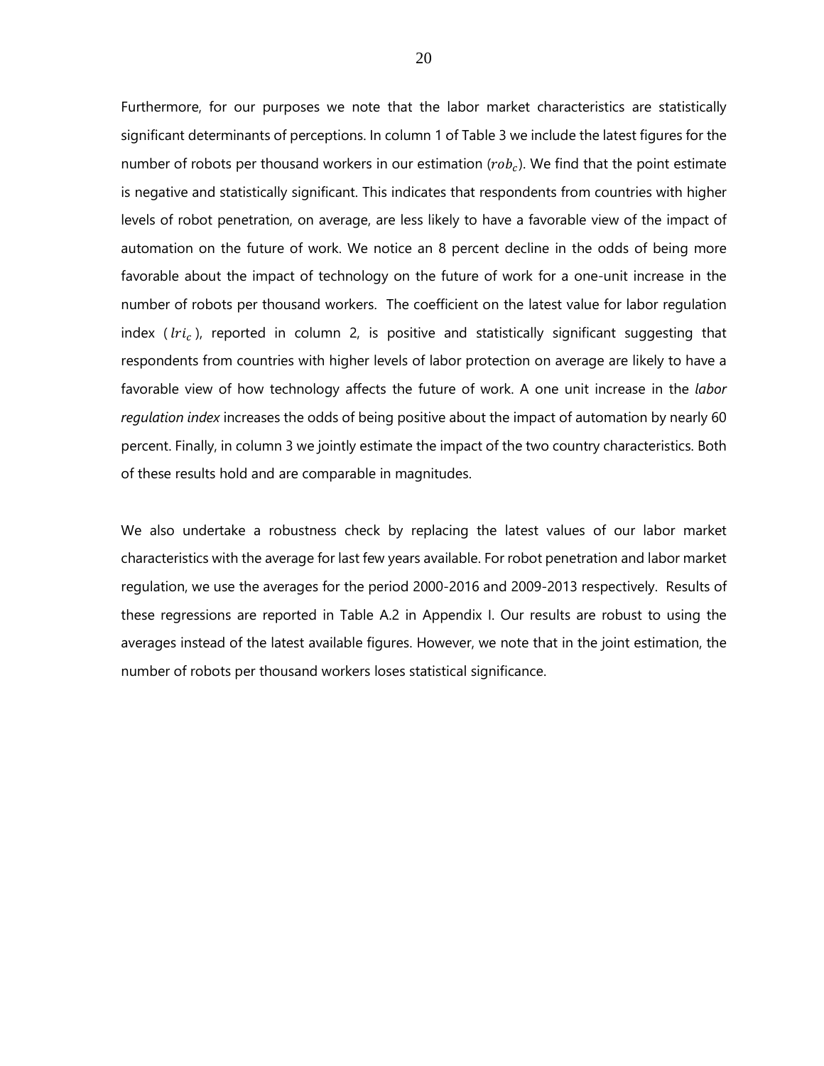Furthermore, for our purposes we note that the labor market characteristics are statistically significant determinants of perceptions. In column 1 of Table 3 we include the latest figures for the number of robots per thousand workers in our estimation ($rob_c$). We find that the point estimate is negative and statistically significant. This indicates that respondents from countries with higher levels of robot penetration, on average, are less likely to have a favorable view of the impact of automation on the future of work. We notice an 8 percent decline in the odds of being more favorable about the impact of technology on the future of work for a one-unit increase in the number of robots per thousand workers. The coefficient on the latest value for labor regulation index ($lri_c$), reported in column 2, is positive and statistically significant suggesting that respondents from countries with higher levels of labor protection on average are likely to have a favorable view of how technology affects the future of work. A one unit increase in the *labor regulation index* increases the odds of being positive about the impact of automation by nearly 60 percent. Finally, in column 3 we jointly estimate the impact of the two country characteristics. Both of these results hold and are comparable in magnitudes.

We also undertake a robustness check by replacing the latest values of our labor market characteristics with the average for last few years available. For robot penetration and labor market regulation, we use the averages for the period 2000-2016 and 2009-2013 respectively. Results of these regressions are reported in Table A.2 in Appendix I. Our results are robust to using the averages instead of the latest available figures. However, we note that in the joint estimation, the number of robots per thousand workers loses statistical significance.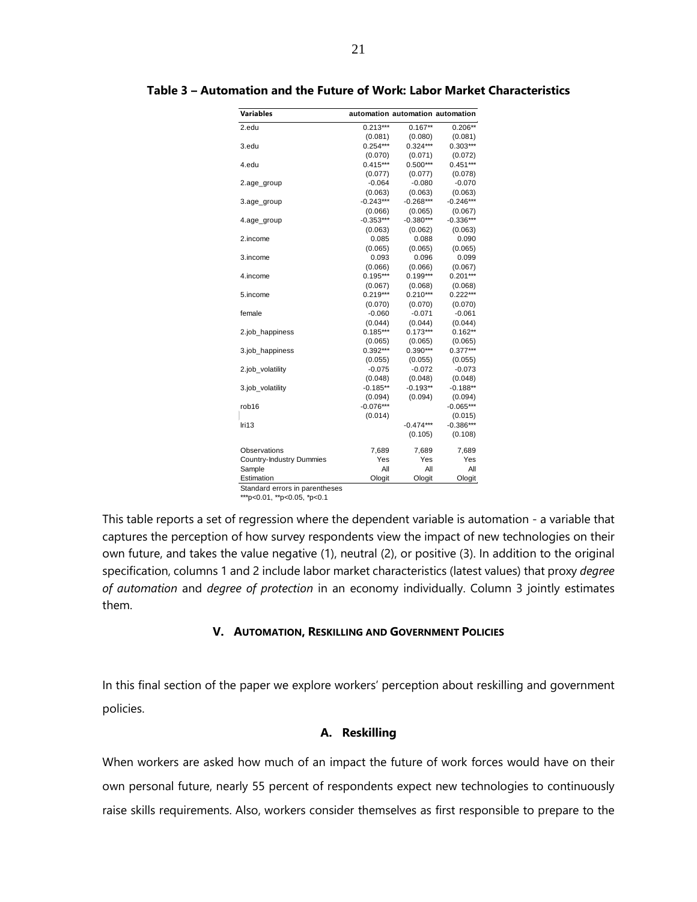**Table 3 – Automation and the Future of Work: Labor Market Characteristics**

| Variables | automation | automation | automation |
|---|---|---|---|
| 2.edu | 0.213*** | 0.167** | 0.206** |
| | (0.081) | (0.080) | (0.081) |
| 3.edu | 0.254*** | 0.324*** | 0.303*** |
| | (0.070) | (0.071) | (0.072) |
| 4.edu | 0.415*** | 0.500*** | 0.451*** |
| | (0.077) | (0.077) | (0.078) |
| 2.age_group | -0.064 | -0.080 | -0.070 |
| | (0.063) | (0.063) | (0.063) |
| 3.age_group | -0.243*** | -0.268*** | -0.246*** |
| | (0.066) | (0.065) | (0.067) |
| 4.age_group | -0.353*** | -0.380*** | -0.336*** |
| | (0.063) | (0.062) | (0.063) |
| 2.income | 0.085 | 0.088 | 0.090 |
| | (0.065) | (0.065) | (0.065) |
| 3.income | 0.093 | 0.096 | 0.099 |
| | (0.066) | (0.066) | (0.067) |
| 4.income | 0.195*** | 0.199*** | 0.201*** |
| | (0.067) | (0.068) | (0.068) |
| 5.income | 0.219*** | 0.210*** | 0.222*** |
| | (0.070) | (0.070) | (0.070) |
| female | -0.060 | -0.071 | -0.061 |
| | (0.044) | (0.044) | (0.044) |
| 2.job_happiness | 0.185*** | 0.173*** | 0.162** |
| | (0.065) | (0.065) | (0.065) |
| 3.job_happiness | 0.392*** | 0.390*** | 0.377*** |
| | (0.055) | (0.055) | (0.055) |
| 2.job_volatility | -0.075 | -0.072 | -0.073 |
| | (0.048) | (0.048) | (0.048) |
| 3.job_volatility | -0.185** | -0.193** | -0.188** |
| | (0.094) | (0.094) | (0.094) |
| rob16 | -0.076*** | | -0.065*** |
| | (0.014) | | (0.015) |
| lri13 | | -0.474*** | -0.386*** |
| | | (0.105) | (0.108) |
| Observations | 7,689 | 7,689 | 7,689 |
| Country-Industry Dummies | Yes | Yes | Yes |
| Sample | All | All | All |
| Estimation | Ologit | Ologit | Ologit |

Standard errors in parentheses
***p<0.01, **p<0.05, *p<0.1

This table reports a set of regression where the dependent variable is automation - a variable that captures the perception of how survey respondents view the impact of new technologies on their own future, and takes the value negative (1), neutral (2), or positive (3). In addition to the original specification, columns 1 and 2 include labor market characteristics (latest values) that proxy *degree of automation* and *degree of protection* in an economy individually. Column 3 jointly estimates them.

## V. Automation, Reskilling and Government Policies

In this final section of the paper we explore workers' perception about reskilling and government policies.

### A. Reskilling

When workers are asked how much of an impact the future of work forces would have on their own personal future, nearly 55 percent of respondents expect new technologies to continuously raise skills requirements. Also, workers consider themselves as first responsible to prepare to the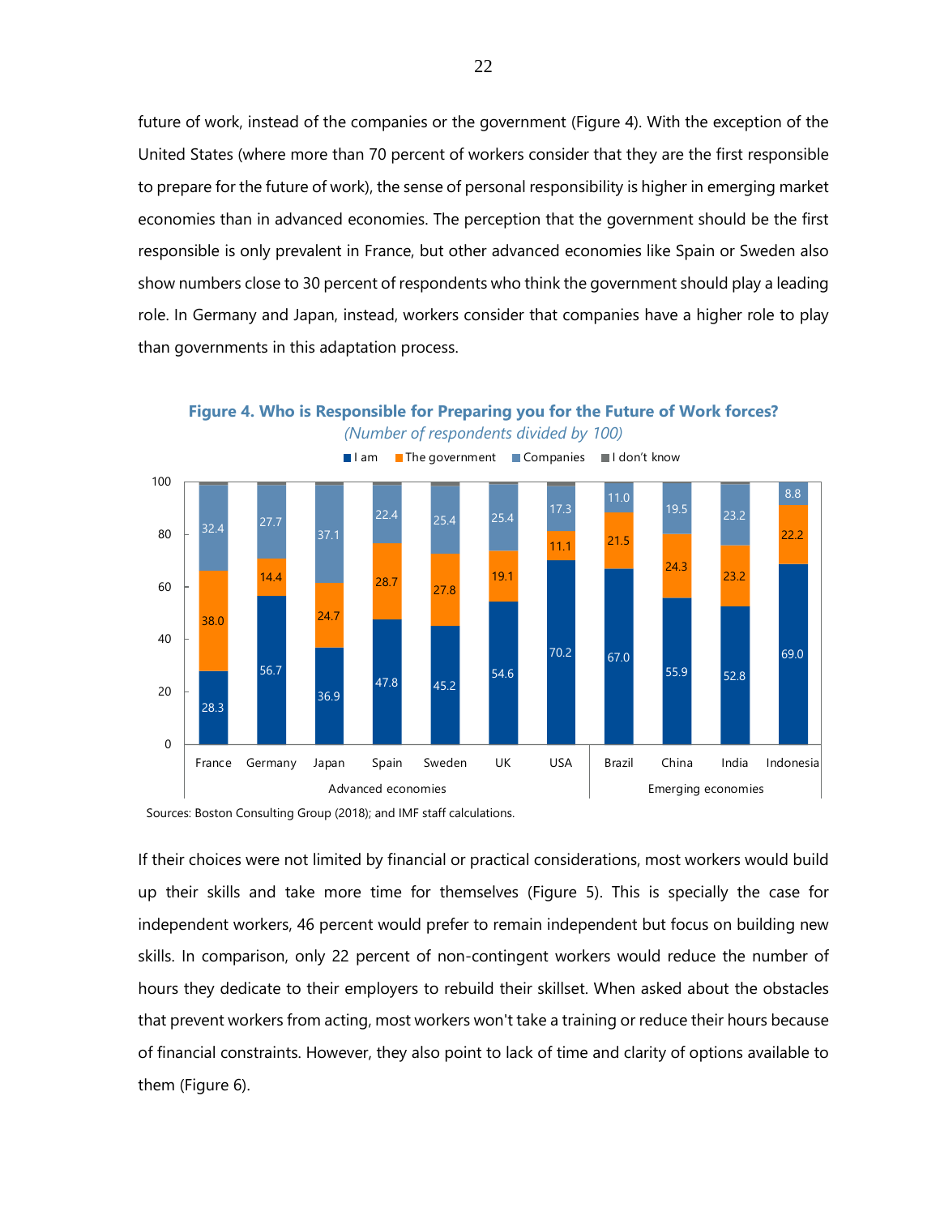future of work, instead of the companies or the government (Figure 4). With the exception of the United States (where more than 70 percent of workers consider that they are the first responsible to prepare for the future of work), the sense of personal responsibility is higher in emerging market economies than in advanced economies. The perception that the government should be the first responsible is only prevalent in France, but other advanced economies like Spain or Sweden also show numbers close to 30 percent of respondents who think the government should play a leading role. In Germany and Japan, instead, workers consider that companies have a higher role to play than governments in this adaptation process.

**Figure 4. Who is Responsible for Preparing you for the Future of Work forces?**

*(Number of respondents divided by 100)*

| | | I am | The government | Companies |
|---|---|---|---|---|
| Advanced economies | France | 28.3 | 38.0 | 32.4 |
| | Germany | 56.7 | 14.4 | 27.7 |
| | Japan | 36.9 | 24.7 | 37.1 |
| | Spain | 47.8 | 28.7 | 22.4 |
| | Sweden | 45.2 | 27.8 | 25.4 |
| | UK | 54.6 | 19.1 | 25.4 |
| | USA | 70.2 | 11.1 | 17.3 |
| Emerging economies | Brazil | 67.0 | 21.5 | 11.0 |
| | China | 55.9 | 24.3 | 19.5 |
| | India | 52.8 | 23.2 | 23.2 |
| | Indonesia | 69.0 | 22.2 | 8.8 |

Sources: Boston Consulting Group (2018); and IMF staff calculations.

If their choices were not limited by financial or practical considerations, most workers would build up their skills and take more time for themselves (Figure 5). This is specially the case for independent workers, 46 percent would prefer to remain independent but focus on building new skills. In comparison, only 22 percent of non-contingent workers would reduce the number of hours they dedicate to their employers to rebuild their skillset. When asked about the obstacles that prevent workers from acting, most workers won't take a training or reduce their hours because of financial constraints. However, they also point to lack of time and clarity of options available to them (Figure 6).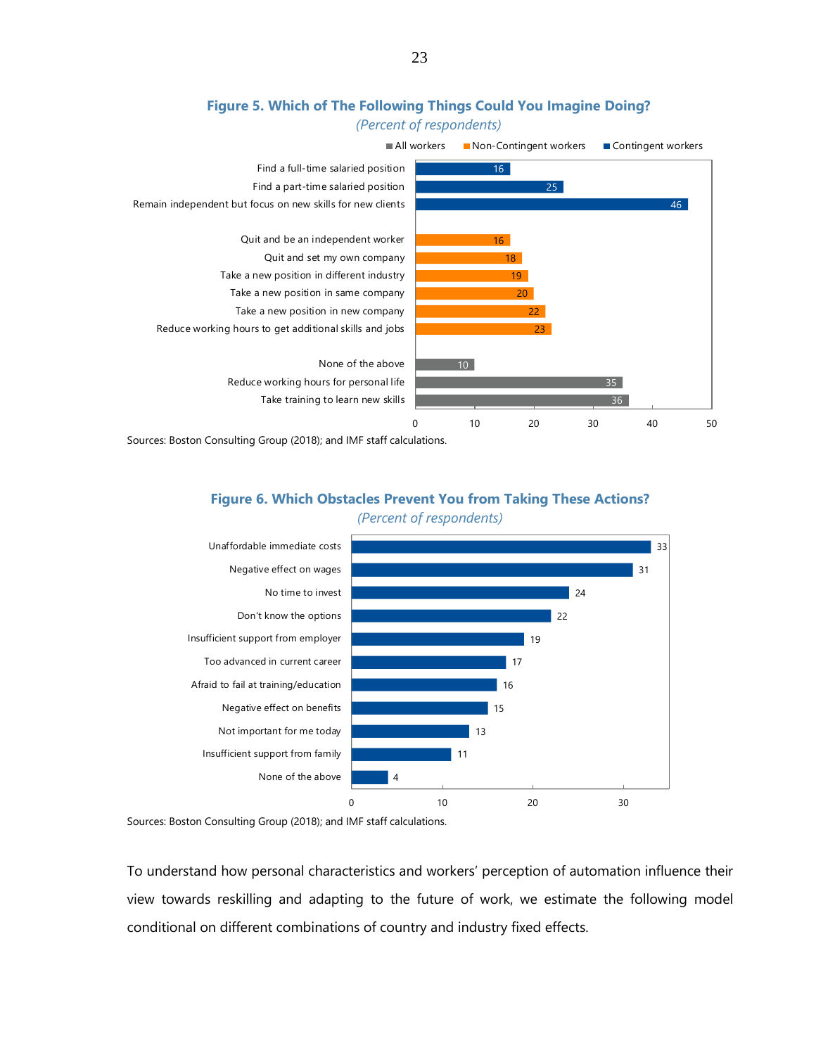**Figure 5. Which of The Following Things Could You Imagine Doing?**

*(Percent of respondents)*

| | All workers | Non-Contingent workers | Contingent workers |
|---|---|---|---|
| Find a full-time salaried position | | | 16 |
| Find a part-time salaried position | | | 25 |
| Remain independent but focus on new skills for new clients | | | 46 |
| Quit and be an independent worker | | 16 | |
| Quit and set my own company | | 18 | |
| Take a new position in different industry | | 19 | |
| Take a new position in same company | | 20 | |
| Take a new position in new company | | 22 | |
| Reduce working hours to get additional skills and jobs | | 23 | |
| None of the above | 10 | | |
| Reduce working hours for personal life | 35 | | |
| Take training to learn new skills | 36 | | |

Sources: Boston Consulting Group (2018); and IMF staff calculations.

**Figure 6. Which Obstacles Prevent You from Taking These Actions?**

*(Percent of respondents)*

| Obstacle | Percent |
|---|---|
| Unaffordable immediate costs | 33 |
| Negative effect on wages | 31 |
| No time to invest | 24 |
| Don't know the options | 22 |
| Insufficient support from employer | 19 |
| Too advanced in current career | 17 |
| Afraid to fail at training/education | 16 |
| Negative effect on benefits | 15 |
| Not important for me today | 13 |
| Insufficient support from family | 11 |
| None of the above | 4 |

Sources: Boston Consulting Group (2018); and IMF staff calculations.

To understand how personal characteristics and workers' perception of automation influence their view towards reskilling and adapting to the future of work, we estimate the following model conditional on different combinations of country and industry fixed effects.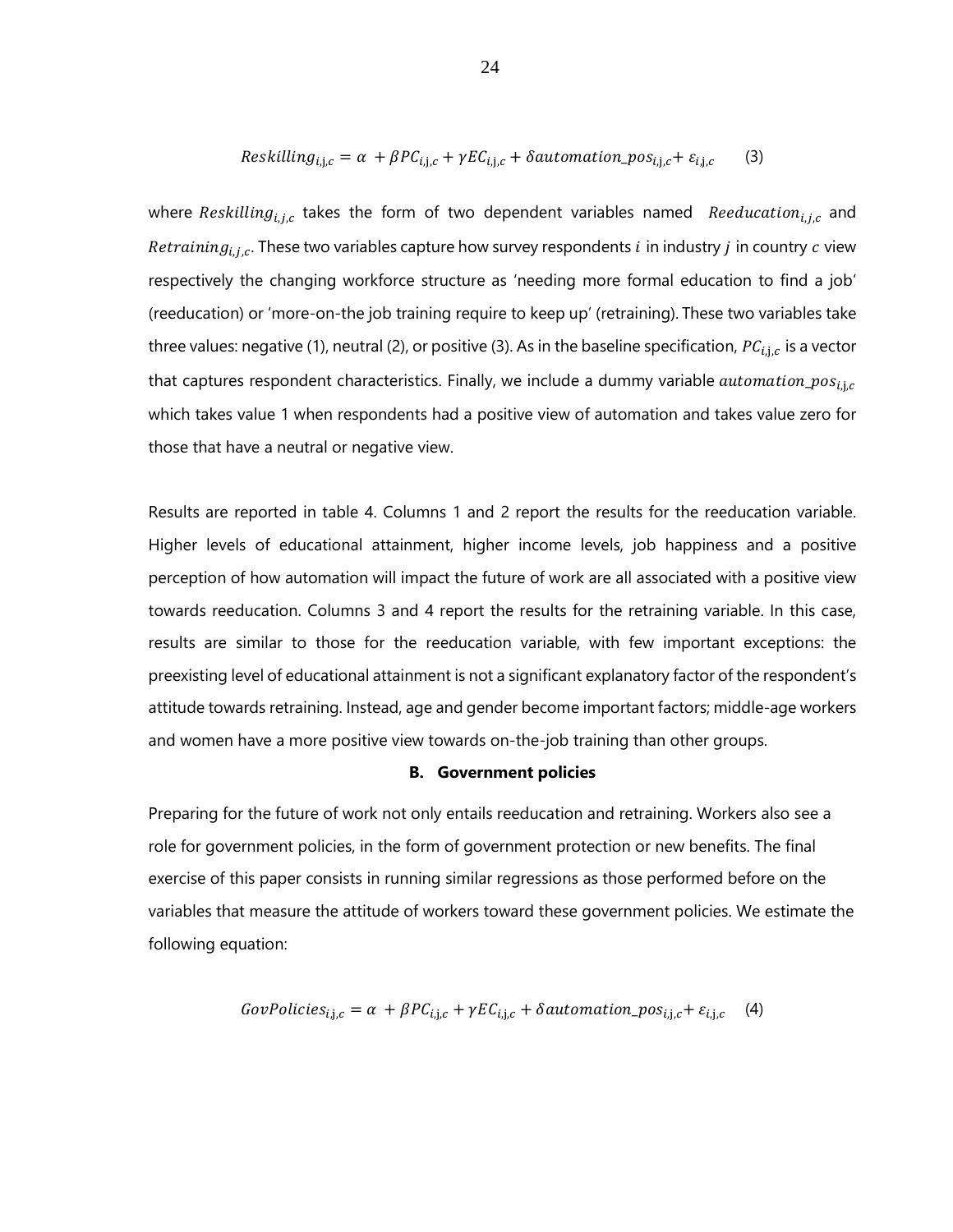$$Reskilling_{i,j,c} = \alpha + \beta PC_{i,j,c} + \gamma EC_{i,j,c} + \delta automation\_pos_{i,j,c} + \varepsilon_{i,j,c} \qquad (3)$$

where $Reskilling_{i,j,c}$ takes the form of two dependent variables named $Reeducation_{i,j,c}$ and $Retraining_{i,j,c}$. These two variables capture how survey respondents $i$ in industry $j$ in country $c$ view respectively the changing workforce structure as 'needing more formal education to find a job' (reeducation) or 'more-on-the job training require to keep up' (retraining). These two variables take three values: negative (1), neutral (2), or positive (3). As in the baseline specification, $PC_{i,j,c}$ is a vector that captures respondent characteristics. Finally, we include a dummy variable $automation\_pos_{i,j,c}$ which takes value 1 when respondents had a positive view of automation and takes value zero for those that have a neutral or negative view.

Results are reported in table 4. Columns 1 and 2 report the results for the reeducation variable. Higher levels of educational attainment, higher income levels, job happiness and a positive perception of how automation will impact the future of work are all associated with a positive view towards reeducation. Columns 3 and 4 report the results for the retraining variable. In this case, results are similar to those for the reeducation variable, with few important exceptions: the preexisting level of educational attainment is not a significant explanatory factor of the respondent's attitude towards retraining. Instead, age and gender become important factors; middle-age workers and women have a more positive view towards on-the-job training than other groups.

## B. Government policies

Preparing for the future of work not only entails reeducation and retraining. Workers also see a role for government policies, in the form of government protection or new benefits. The final exercise of this paper consists in running similar regressions as those performed before on the variables that measure the attitude of workers toward these government policies. We estimate the following equation:

$$GovPolicies_{i,j,c} = \alpha + \beta PC_{i,j,c} + \gamma EC_{i,j,c} + \delta automation\_pos_{i,j,c} + \varepsilon_{i,j,c} \qquad (4)$$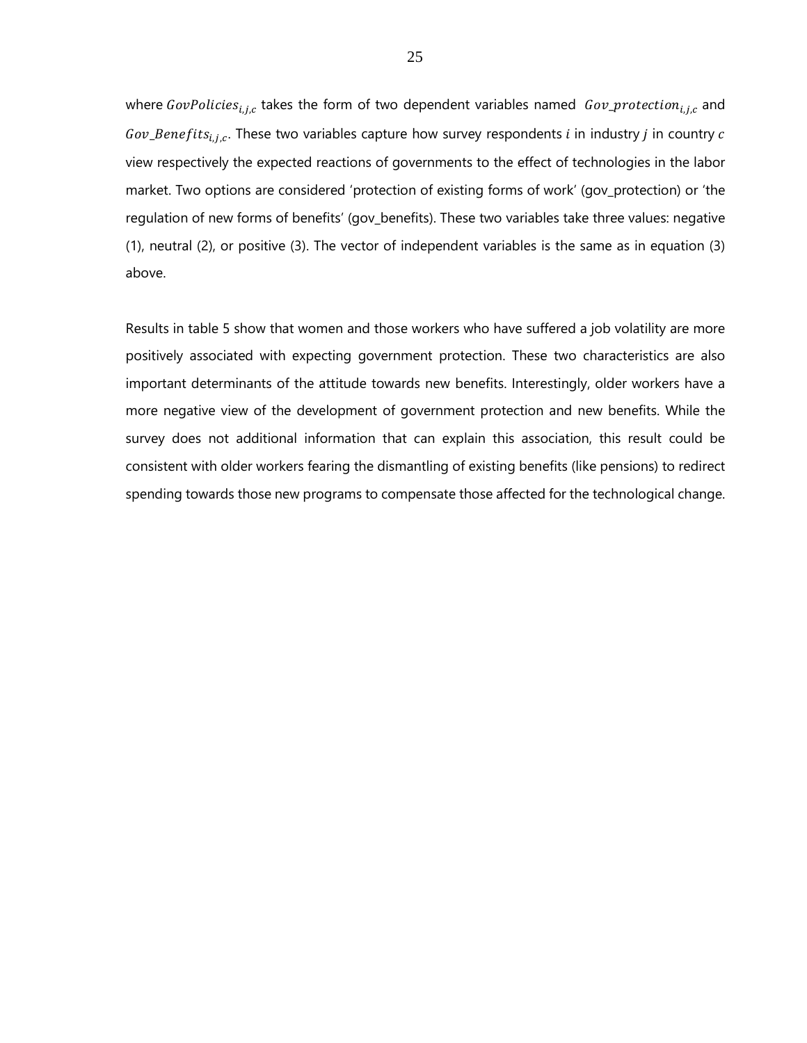where $GovPolicies_{i,j,c}$ takes the form of two dependent variables named $Gov\_protection_{i,j,c}$ and $Gov\_Benefits_{i,j,c}$. These two variables capture how survey respondents $i$ in industry $j$ in country $c$ view respectively the expected reactions of governments to the effect of technologies in the labor market. Two options are considered 'protection of existing forms of work' (gov_protection) or 'the regulation of new forms of benefits' (gov_benefits). These two variables take three values: negative (1), neutral (2), or positive (3). The vector of independent variables is the same as in equation (3) above.

Results in table 5 show that women and those workers who have suffered a job volatility are more positively associated with expecting government protection. These two characteristics are also important determinants of the attitude towards new benefits. Interestingly, older workers have a more negative view of the development of government protection and new benefits. While the survey does not additional information that can explain this association, this result could be consistent with older workers fearing the dismantling of existing benefits (like pensions) to redirect spending towards those new programs to compensate those affected for the technological change.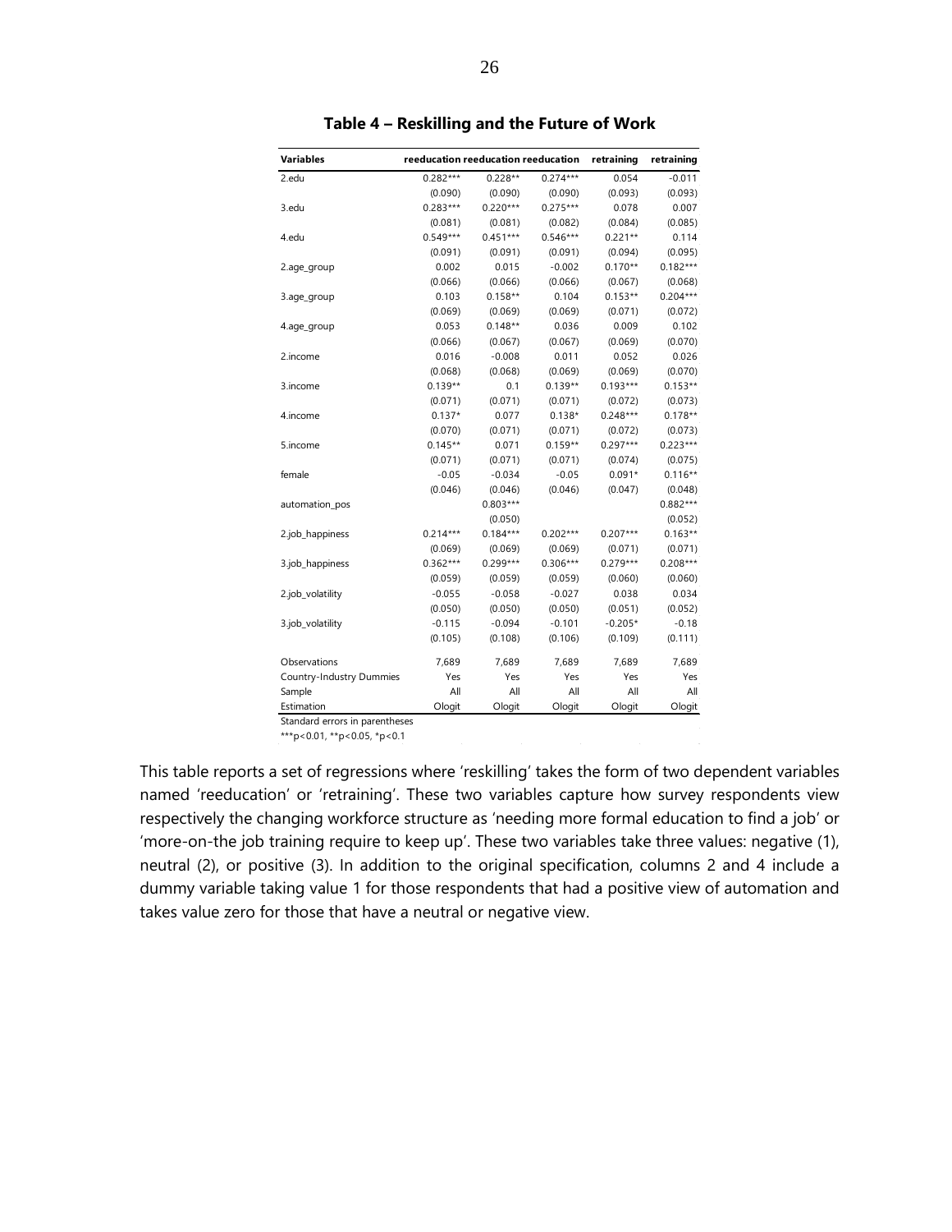**Table 4 – Reskilling and the Future of Work**

| Variables | reeducation | reeducation | reeducation | retraining | retraining |
|---|---|---|---|---|---|
| 2.edu | 0.282*** | 0.228** | 0.274*** | 0.054 | -0.011 |
| | (0.090) | (0.090) | (0.090) | (0.093) | (0.093) |
| 3.edu | 0.283*** | 0.220*** | 0.275*** | 0.078 | 0.007 |
| | (0.081) | (0.081) | (0.082) | (0.084) | (0.085) |
| 4.edu | 0.549*** | 0.451*** | 0.546*** | 0.221** | 0.114 |
| | (0.091) | (0.091) | (0.091) | (0.094) | (0.095) |
| 2.age_group | 0.002 | 0.015 | -0.002 | 0.170** | 0.182*** |
| | (0.066) | (0.066) | (0.066) | (0.067) | (0.068) |
| 3.age_group | 0.103 | 0.158** | 0.104 | 0.153** | 0.204*** |
| | (0.069) | (0.069) | (0.069) | (0.071) | (0.072) |
| 4.age_group | 0.053 | 0.148** | 0.036 | 0.009 | 0.102 |
| | (0.066) | (0.067) | (0.067) | (0.069) | (0.070) |
| 2.income | 0.016 | -0.008 | 0.011 | 0.052 | 0.026 |
| | (0.068) | (0.068) | (0.069) | (0.069) | (0.070) |
| 3.income | 0.139** | 0.1 | 0.139** | 0.193*** | 0.153** |
| | (0.071) | (0.071) | (0.071) | (0.072) | (0.073) |
| 4.income | 0.137* | 0.077 | 0.138* | 0.248*** | 0.178** |
| | (0.070) | (0.071) | (0.071) | (0.072) | (0.073) |
| 5.income | 0.145** | 0.071 | 0.159** | 0.297*** | 0.223*** |
| | (0.071) | (0.071) | (0.071) | (0.074) | (0.075) |
| female | -0.05 | -0.034 | -0.05 | 0.091* | 0.116** |
| | (0.046) | (0.046) | (0.046) | (0.047) | (0.048) |
| automation_pos | | 0.803*** | | | 0.882*** |
| | | (0.050) | | | (0.052) |
| 2.job_happiness | 0.214*** | 0.184*** | 0.202*** | 0.207*** | 0.163** |
| | (0.069) | (0.069) | (0.069) | (0.071) | (0.071) |
| 3.job_happiness | 0.362*** | 0.299*** | 0.306*** | 0.279*** | 0.208*** |
| | (0.059) | (0.059) | (0.059) | (0.060) | (0.060) |
| 2.job_volatility | -0.055 | -0.058 | -0.027 | 0.038 | 0.034 |
| | (0.050) | (0.050) | (0.050) | (0.051) | (0.052) |
| 3.job_volatility | -0.115 | -0.094 | -0.101 | -0.205* | -0.18 |
| | (0.105) | (0.108) | (0.106) | (0.109) | (0.111) |
| Observations | 7,689 | 7,689 | 7,689 | 7,689 | 7,689 |
| Country-Industry Dummies | Yes | Yes | Yes | Yes | Yes |
| Sample | All | All | All | All | All |
| Estimation | Ologit | Ologit | Ologit | Ologit | Ologit |

Standard errors in parentheses

***p<0.01, **p<0.05, *p<0.1

This table reports a set of regressions where 'reskilling' takes the form of two dependent variables named 'reeducation' or 'retraining'. These two variables capture how survey respondents view respectively the changing workforce structure as 'needing more formal education to find a job' or 'more-on-the job training require to keep up'. These two variables take three values: negative (1), neutral (2), or positive (3). In addition to the original specification, columns 2 and 4 include a dummy variable taking value 1 for those respondents that had a positive view of automation and takes value zero for those that have a neutral or negative view.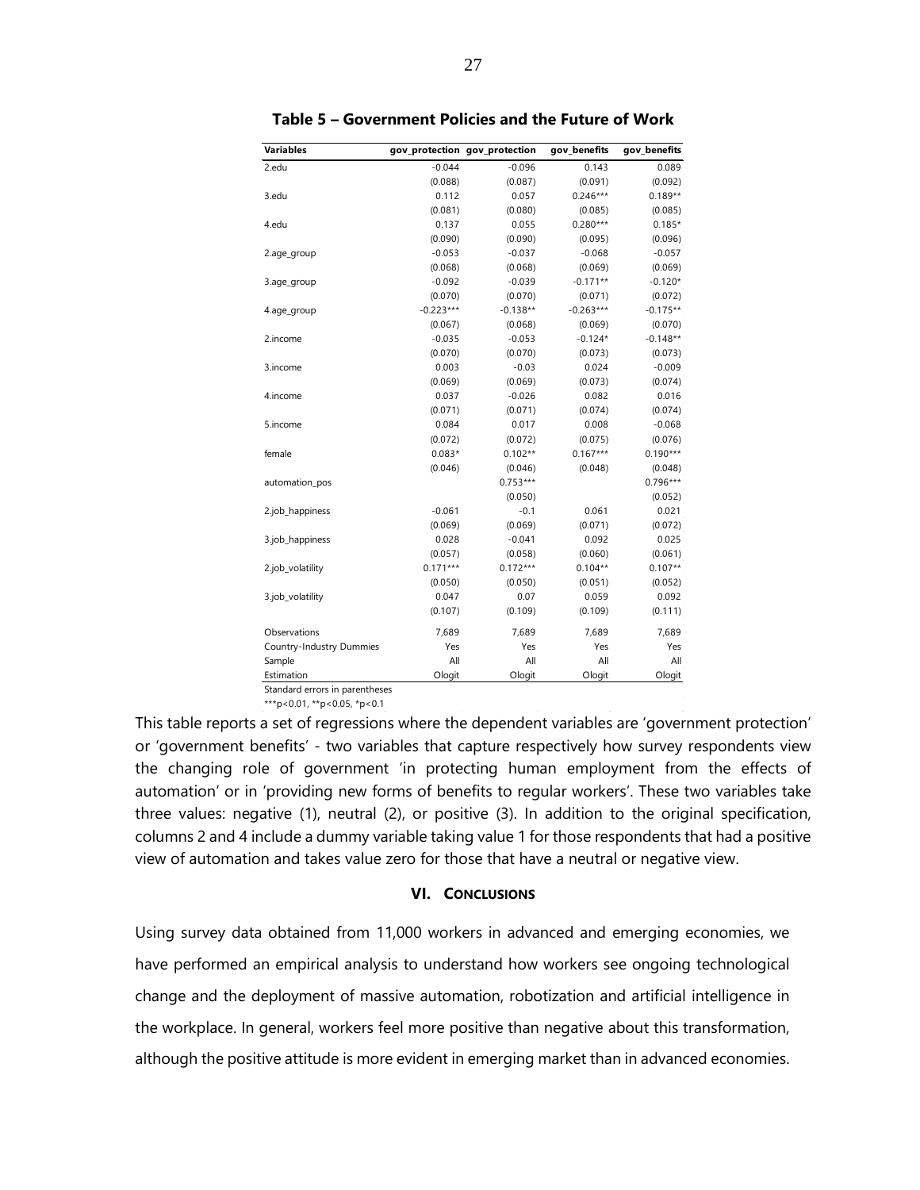**Table 5 – Government Policies and the Future of Work**

| Variables | gov_protection | gov_protection | gov_benefits | gov_benefits |
|---|---|---|---|---|
| 2.edu | -0.044 | -0.096 | 0.143 | 0.089 |
| | (0.088) | (0.087) | (0.091) | (0.092) |
| 3.edu | 0.112 | 0.057 | 0.246*** | 0.189** |
| | (0.081) | (0.080) | (0.085) | (0.085) |
| 4.edu | 0.137 | 0.055 | 0.280*** | 0.185* |
| | (0.090) | (0.090) | (0.095) | (0.096) |
| 2.age_group | -0.053 | -0.037 | -0.068 | -0.057 |
| | (0.068) | (0.068) | (0.069) | (0.069) |
| 3.age_group | -0.092 | -0.039 | -0.171** | -0.120* |
| | (0.070) | (0.070) | (0.071) | (0.072) |
| 4.age_group | -0.223*** | -0.138** | -0.263*** | -0.175** |
| | (0.067) | (0.068) | (0.069) | (0.070) |
| 2.income | -0.035 | -0.053 | -0.124* | -0.148** |
| | (0.070) | (0.070) | (0.073) | (0.073) |
| 3.income | 0.003 | -0.03 | 0.024 | -0.009 |
| | (0.069) | (0.069) | (0.073) | (0.074) |
| 4.income | 0.037 | -0.026 | 0.082 | 0.016 |
| | (0.071) | (0.071) | (0.074) | (0.074) |
| 5.income | 0.084 | 0.017 | 0.008 | -0.068 |
| | (0.072) | (0.072) | (0.075) | (0.076) |
| female | 0.083* | 0.102** | 0.167*** | 0.190*** |
| | (0.046) | (0.046) | (0.048) | (0.048) |
| automation_pos | | 0.753*** | | 0.796*** |
| | | (0.050) | | (0.052) |
| 2.job_happiness | -0.061 | -0.1 | 0.061 | 0.021 |
| | (0.069) | (0.069) | (0.071) | (0.072) |
| 3.job_happiness | 0.028 | -0.041 | 0.092 | 0.025 |
| | (0.057) | (0.058) | (0.060) | (0.061) |
| 2.job_volatility | 0.171*** | 0.172*** | 0.104** | 0.107** |
| | (0.050) | (0.050) | (0.051) | (0.052) |
| 3.job_volatility | 0.047 | 0.07 | 0.059 | 0.092 |
| | (0.107) | (0.109) | (0.109) | (0.111) |
| Observations | 7,689 | 7,689 | 7,689 | 7,689 |
| Country-Industry Dummies | Yes | Yes | Yes | Yes |
| Sample | All | All | All | All |
| Estimation | Ologit | Ologit | Ologit | Ologit |

Standard errors in parentheses
***p<0.01, **p<0.05, *p<0.1

This table reports a set of regressions where the dependent variables are 'government protection' or 'government benefits' - two variables that capture respectively how survey respondents view the changing role of government 'in protecting human employment from the effects of automation' or in 'providing new forms of benefits to regular workers'. These two variables take three values: negative (1), neutral (2), or positive (3). In addition to the original specification, columns 2 and 4 include a dummy variable taking value 1 for those respondents that had a positive view of automation and takes value zero for those that have a neutral or negative view.

## VI. CONCLUSIONS

Using survey data obtained from 11,000 workers in advanced and emerging economies, we have performed an empirical analysis to understand how workers see ongoing technological change and the deployment of massive automation, robotization and artificial intelligence in the workplace. In general, workers feel more positive than negative about this transformation, although the positive attitude is more evident in emerging market than in advanced economies.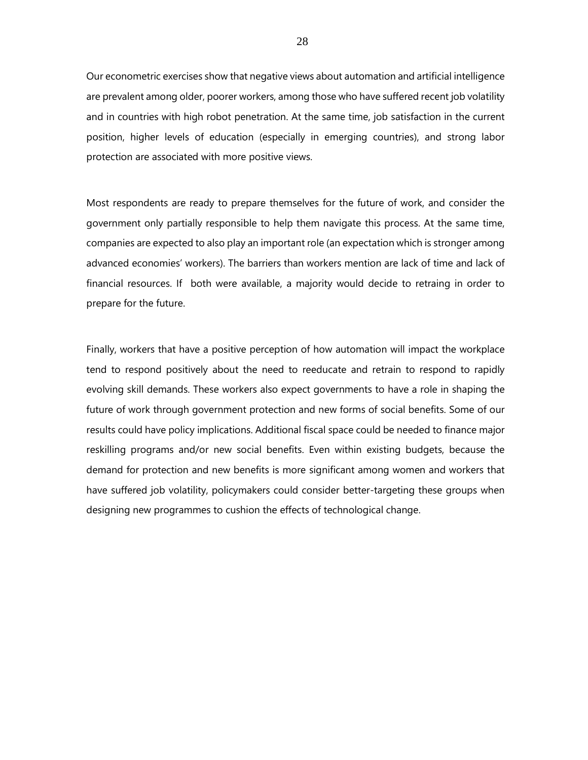Our econometric exercises show that negative views about automation and artificial intelligence are prevalent among older, poorer workers, among those who have suffered recent job volatility and in countries with high robot penetration. At the same time, job satisfaction in the current position, higher levels of education (especially in emerging countries), and strong labor protection are associated with more positive views.

Most respondents are ready to prepare themselves for the future of work, and consider the government only partially responsible to help them navigate this process. At the same time, companies are expected to also play an important role (an expectation which is stronger among advanced economies' workers). The barriers than workers mention are lack of time and lack of financial resources. If both were available, a majority would decide to retraing in order to prepare for the future.

Finally, workers that have a positive perception of how automation will impact the workplace tend to respond positively about the need to reeducate and retrain to respond to rapidly evolving skill demands. These workers also expect governments to have a role in shaping the future of work through government protection and new forms of social benefits. Some of our results could have policy implications. Additional fiscal space could be needed to finance major reskilling programs and/or new social benefits. Even within existing budgets, because the demand for protection and new benefits is more significant among women and workers that have suffered job volatility, policymakers could consider better-targeting these groups when designing new programmes to cushion the effects of technological change.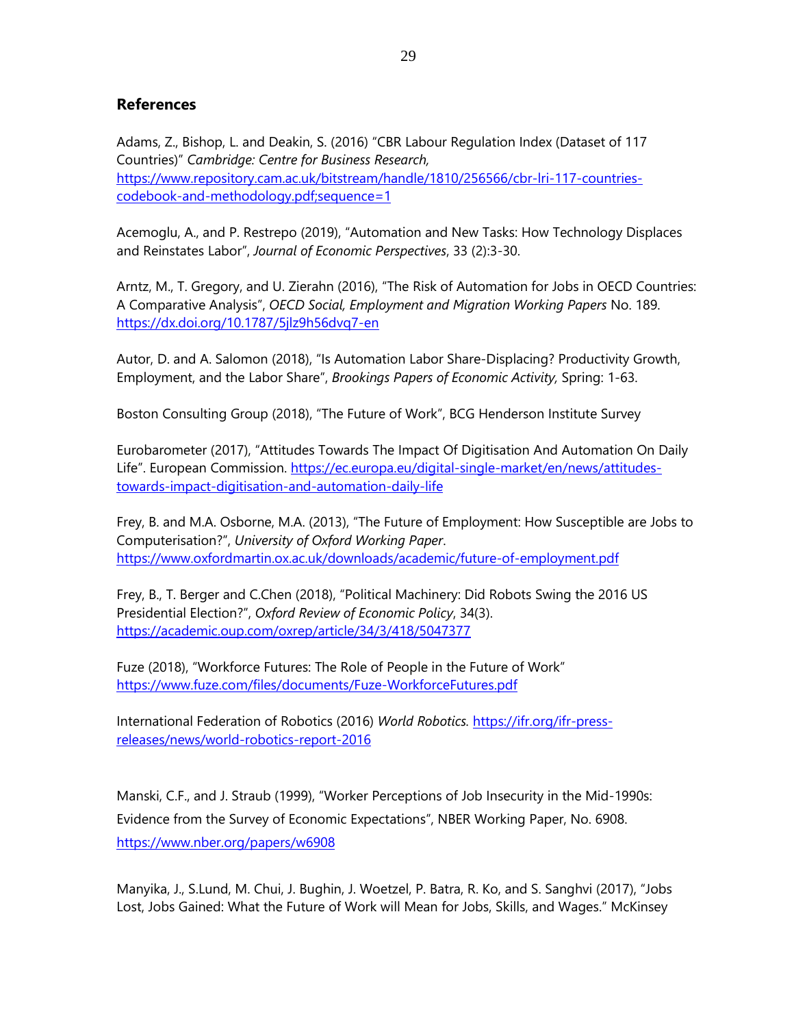## References

Adams, Z., Bishop, L. and Deakin, S. (2016) "CBR Labour Regulation Index (Dataset of 117 Countries)" *Cambridge: Centre for Business Research,* https://www.repository.cam.ac.uk/bitstream/handle/1810/256566/cbr-lri-117-countries-codebook-and-methodology.pdf;sequence=1

Acemoglu, A., and P. Restrepo (2019), "Automation and New Tasks: How Technology Displaces and Reinstates Labor", *Journal of Economic Perspectives*, 33 (2):3-30.

Arntz, M., T. Gregory, and U. Zierahn (2016), "The Risk of Automation for Jobs in OECD Countries: A Comparative Analysis", *OECD Social, Employment and Migration Working Papers* No. 189. https://dx.doi.org/10.1787/5jlz9h56dvq7-en

Autor, D. and A. Salomon (2018), "Is Automation Labor Share-Displacing? Productivity Growth, Employment, and the Labor Share", *Brookings Papers of Economic Activity,* Spring: 1-63.

Boston Consulting Group (2018), "The Future of Work", BCG Henderson Institute Survey

Eurobarometer (2017), "Attitudes Towards The Impact Of Digitisation And Automation On Daily Life". European Commission. https://ec.europa.eu/digital-single-market/en/news/attitudes-towards-impact-digitisation-and-automation-daily-life

Frey, B. and M.A. Osborne, M.A. (2013), "The Future of Employment: How Susceptible are Jobs to Computerisation?", *University of Oxford Working Paper*. https://www.oxfordmartin.ox.ac.uk/downloads/academic/future-of-employment.pdf

Frey, B., T. Berger and C.Chen (2018), "Political Machinery: Did Robots Swing the 2016 US Presidential Election?", *Oxford Review of Economic Policy*, 34(3). https://academic.oup.com/oxrep/article/34/3/418/5047377

Fuze (2018), "Workforce Futures: The Role of People in the Future of Work" https://www.fuze.com/files/documents/Fuze-WorkforceFutures.pdf

International Federation of Robotics (2016) *World Robotics.* https://ifr.org/ifr-press-releases/news/world-robotics-report-2016

Manski, C.F., and J. Straub (1999), "Worker Perceptions of Job Insecurity in the Mid-1990s: Evidence from the Survey of Economic Expectations", NBER Working Paper, No. 6908. https://www.nber.org/papers/w6908

Manyika, J., S.Lund, M. Chui, J. Bughin, J. Woetzel, P. Batra, R. Ko, and S. Sanghvi (2017), "Jobs Lost, Jobs Gained: What the Future of Work will Mean for Jobs, Skills, and Wages." McKinsey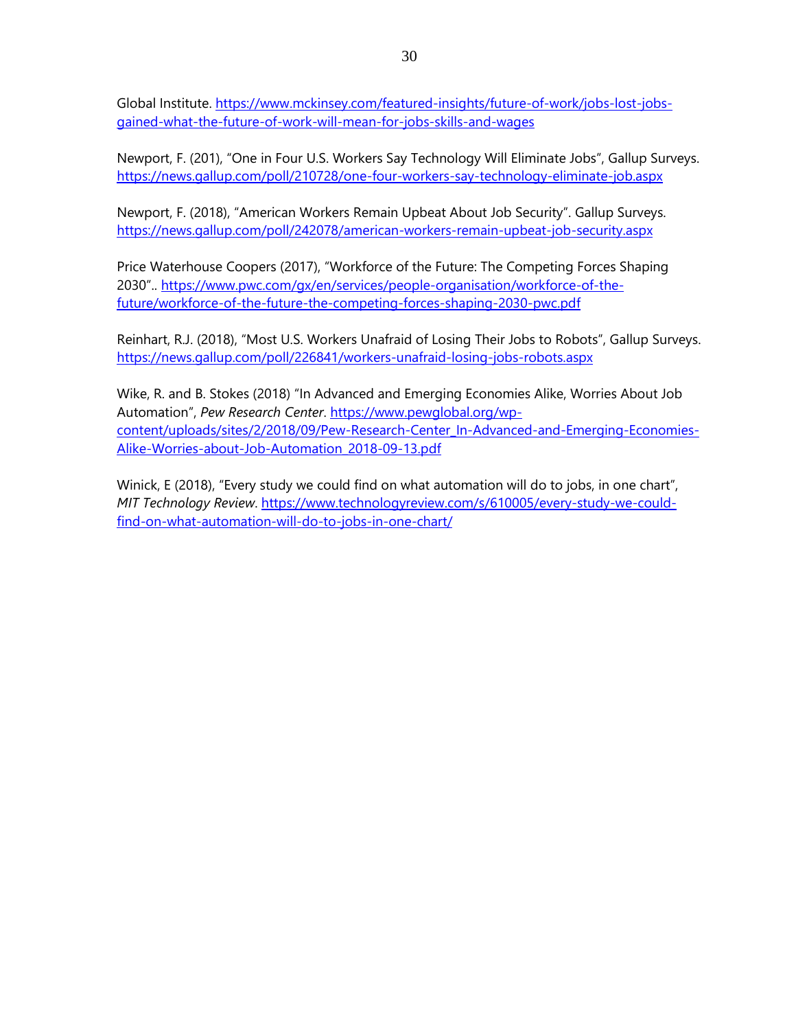Global Institute. https://www.mckinsey.com/featured-insights/future-of-work/jobs-lost-jobs-gained-what-the-future-of-work-will-mean-for-jobs-skills-and-wages

Newport, F. (201), "One in Four U.S. Workers Say Technology Will Eliminate Jobs", Gallup Surveys. https://news.gallup.com/poll/210728/one-four-workers-say-technology-eliminate-job.aspx

Newport, F. (2018), "American Workers Remain Upbeat About Job Security". Gallup Surveys. https://news.gallup.com/poll/242078/american-workers-remain-upbeat-job-security.aspx

Price Waterhouse Coopers (2017), "Workforce of the Future: The Competing Forces Shaping 2030".. https://www.pwc.com/gx/en/services/people-organisation/workforce-of-the-future/workforce-of-the-future-the-competing-forces-shaping-2030-pwc.pdf

Reinhart, R.J. (2018), "Most U.S. Workers Unafraid of Losing Their Jobs to Robots", Gallup Surveys. https://news.gallup.com/poll/226841/workers-unafraid-losing-jobs-robots.aspx

Wike, R. and B. Stokes (2018) "In Advanced and Emerging Economies Alike, Worries About Job Automation", *Pew Research Center*. https://www.pewglobal.org/wp-content/uploads/sites/2/2018/09/Pew-Research-Center_In-Advanced-and-Emerging-Economies-Alike-Worries-about-Job-Automation_2018-09-13.pdf

Winick, E (2018), "Every study we could find on what automation will do to jobs, in one chart", *MIT Technology Review*. https://www.technologyreview.com/s/610005/every-study-we-could-find-on-what-automation-will-do-to-jobs-in-one-chart/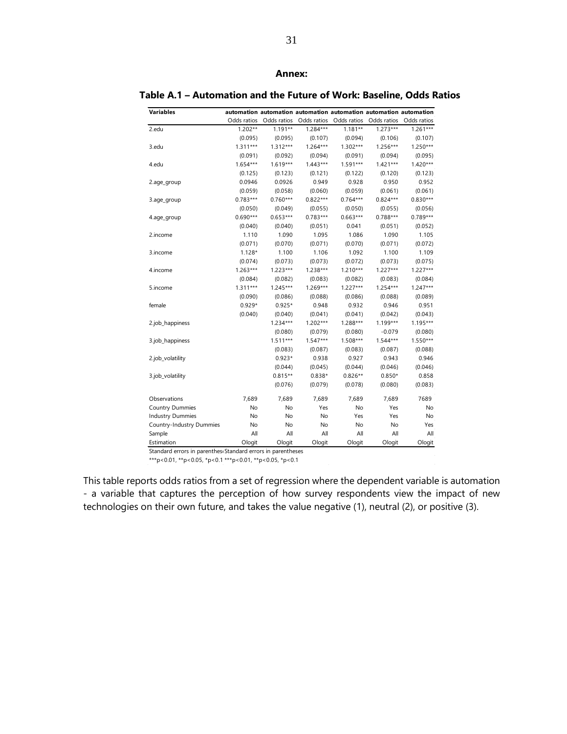**Annex:**

**Table A.1 – Automation and the Future of Work: Baseline, Odds Ratios**

| Variables | automation | automation | automation | automation | automation | automation |
|---|---|---|---|---|---|---|
| | Odds ratios | Odds ratios | Odds ratios | Odds ratios | Odds ratios | Odds ratios |
| 2.edu | 1.202** | 1.191** | 1.284*** | 1.181** | 1.273*** | 1.261*** |
| | (0.095) | (0.095) | (0.107) | (0.094) | (0.106) | (0.107) |
| 3.edu | 1.311*** | 1.312*** | 1.264*** | 1.302*** | 1.256*** | 1.250*** |
| | (0.091) | (0.092) | (0.094) | (0.091) | (0.094) | (0.095) |
| 4.edu | 1.654*** | 1.619*** | 1.443*** | 1.591*** | 1.421*** | 1.420*** |
| | (0.125) | (0.123) | (0.121) | (0.122) | (0.120) | (0.123) |
| 2.age_group | 0.0946 | 0.0926 | 0.949 | 0.928 | 0.950 | 0.952 |
| | (0.059) | (0.058) | (0.060) | (0.059) | (0.061) | (0.061) |
| 3.age_group | 0.783*** | 0.760*** | 0.822*** | 0.764*** | 0.824*** | 0.830*** |
| | (0.050) | (0.049) | (0.055) | (0.050) | (0.055) | (0.056) |
| 4.age_group | 0.690*** | 0.653*** | 0.783*** | 0.663*** | 0.788*** | 0.789*** |
| | (0.040) | (0.040) | (0.051) | 0.041 | (0.051) | (0.052) |
| 2.income | 1.110 | 1.090 | 1.095 | 1.086 | 1.090 | 1.105 |
| | (0.071) | (0.070) | (0.071) | (0.070) | (0.071) | (0.072) |
| 3.income | 1.128* | 1.100 | 1.106 | 1.092 | 1.100 | 1.109 |
| | (0.074) | (0.073) | (0.073) | (0.072) | (0.073) | (0.075) |
| 4.income | 1.263*** | 1.223*** | 1.238*** | 1.210*** | 1.227*** | 1.227*** |
| | (0.084) | (0.082) | (0.083) | (0.082) | (0.083) | (0.084) |
| 5.income | 1.311*** | 1.245*** | 1.269*** | 1.227*** | 1.254*** | 1.247*** |
| | (0.090) | (0.086) | (0.088) | (0.086) | (0.088) | (0.089) |
| female | 0.929* | 0.925* | 0.948 | 0.932 | 0.946 | 0.951 |
| | (0.040) | (0.040) | (0.041) | (0.041) | (0.042) | (0.043) |
| 2.job_happiness | | 1.234*** | 1.202*** | 1.288*** | 1.199*** | 1.195*** |
| | | (0.080) | (0.079) | (0.080) | -0.079 | (0.080) |
| 3.job_happiness | | 1.511*** | 1.547*** | 1.508*** | 1.544*** | 1.550*** |
| | | (0.083) | (0.087) | (0.083) | (0.087) | (0.088) |
| 2.job_volatility | | 0.923* | 0.938 | 0.927 | 0.943 | 0.946 |
| | | (0.044) | (0.045) | (0.044) | (0.046) | (0.046) |
| 3.job_volatility | | 0.815** | 0.838* | 0.826** | 0.850* | 0.858 |
| | | (0.076) | (0.079) | (0.078) | (0.080) | (0.083) |
| Observations | 7,689 | 7,689 | 7,689 | 7,689 | 7,689 | 7689 |
| Country Dummies | No | No | Yes | No | Yes | No |
| Industry Dummies | No | No | No | Yes | Yes | No |
| Country-Industry Dummies | No | No | No | No | No | Yes |
| Sample | All | All | All | All | All | All |
| Estimation | Ologit | Ologit | Ologit | Ologit | Ologit | Ologit |

Standard errors in parenthes Standard errors in parentheses

***p<0.01, **p<0.05, *p<0.1 ***p<0.01, **p<0.05, *p<0.1

This table reports odds ratios from a set of regression where the dependent variable is automation - a variable that captures the perception of how survey respondents view the impact of new technologies on their own future, and takes the value negative (1), neutral (2), or positive (3).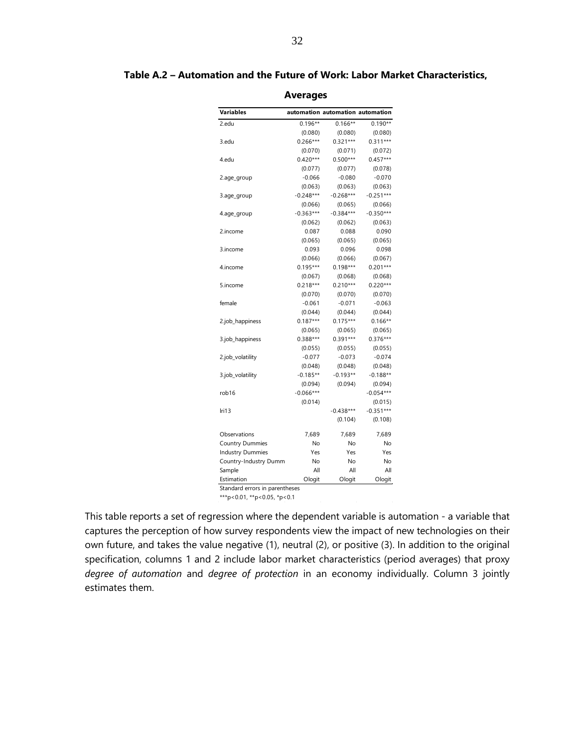**Table A.2 – Automation and the Future of Work: Labor Market Characteristics, Averages**

| Variables | automation | automation | automation |
|---|---|---|---|
| 2.edu | 0.196** | 0.166** | 0.190** |
| | (0.080) | (0.080) | (0.080) |
| 3.edu | 0.266*** | 0.321*** | 0.311*** |
| | (0.070) | (0.071) | (0.072) |
| 4.edu | 0.420*** | 0.500*** | 0.457*** |
| | (0.077) | (0.077) | (0.078) |
| 2.age_group | -0.066 | -0.080 | -0.070 |
| | (0.063) | (0.063) | (0.063) |
| 3.age_group | -0.248*** | -0.268*** | -0.251*** |
| | (0.066) | (0.065) | (0.066) |
| 4.age_group | -0.363*** | -0.384*** | -0.350*** |
| | (0.062) | (0.062) | (0.063) |
| 2.income | 0.087 | 0.088 | 0.090 |
| | (0.065) | (0.065) | (0.065) |
| 3.income | 0.093 | 0.096 | 0.098 |
| | (0.066) | (0.066) | (0.067) |
| 4.income | 0.195*** | 0.198*** | 0.201*** |
| | (0.067) | (0.068) | (0.068) |
| 5.income | 0.218*** | 0.210*** | 0.220*** |
| | (0.070) | (0.070) | (0.070) |
| female | -0.061 | -0.071 | -0.063 |
| | (0.044) | (0.044) | (0.044) |
| 2.job_happiness | 0.187*** | 0.175*** | 0.166** |
| | (0.065) | (0.065) | (0.065) |
| 3.job_happiness | 0.388*** | 0.391*** | 0.376*** |
| | (0.055) | (0.055) | (0.055) |
| 2.job_volatility | -0.077 | -0.073 | -0.074 |
| | (0.048) | (0.048) | (0.048) |
| 3.job_volatility | -0.185** | -0.193** | -0.188** |
| | (0.094) | (0.094) | (0.094) |
| rob16 | -0.066*** | | -0.054*** |
| | (0.014) | | (0.015) |
| lri13 | | -0.438*** | -0.351*** |
| | | (0.104) | (0.108) |
| Observations | 7,689 | 7,689 | 7,689 |
| Country Dummies | No | No | No |
| Industry Dummies | Yes | Yes | Yes |
| Country-Industry Dumm | No | No | No |
| Sample | All | All | All |
| Estimation | Ologit | Ologit | Ologit |

Standard errors in parentheses
***p<0.01, **p<0.05, *p<0.1

This table reports a set of regression where the dependent variable is automation - a variable that captures the perception of how survey respondents view the impact of new technologies on their own future, and takes the value negative (1), neutral (2), or positive (3). In addition to the original specification, columns 1 and 2 include labor market characteristics (period averages) that proxy *degree of automation* and *degree of protection* in an economy individually. Column 3 jointly estimates them.